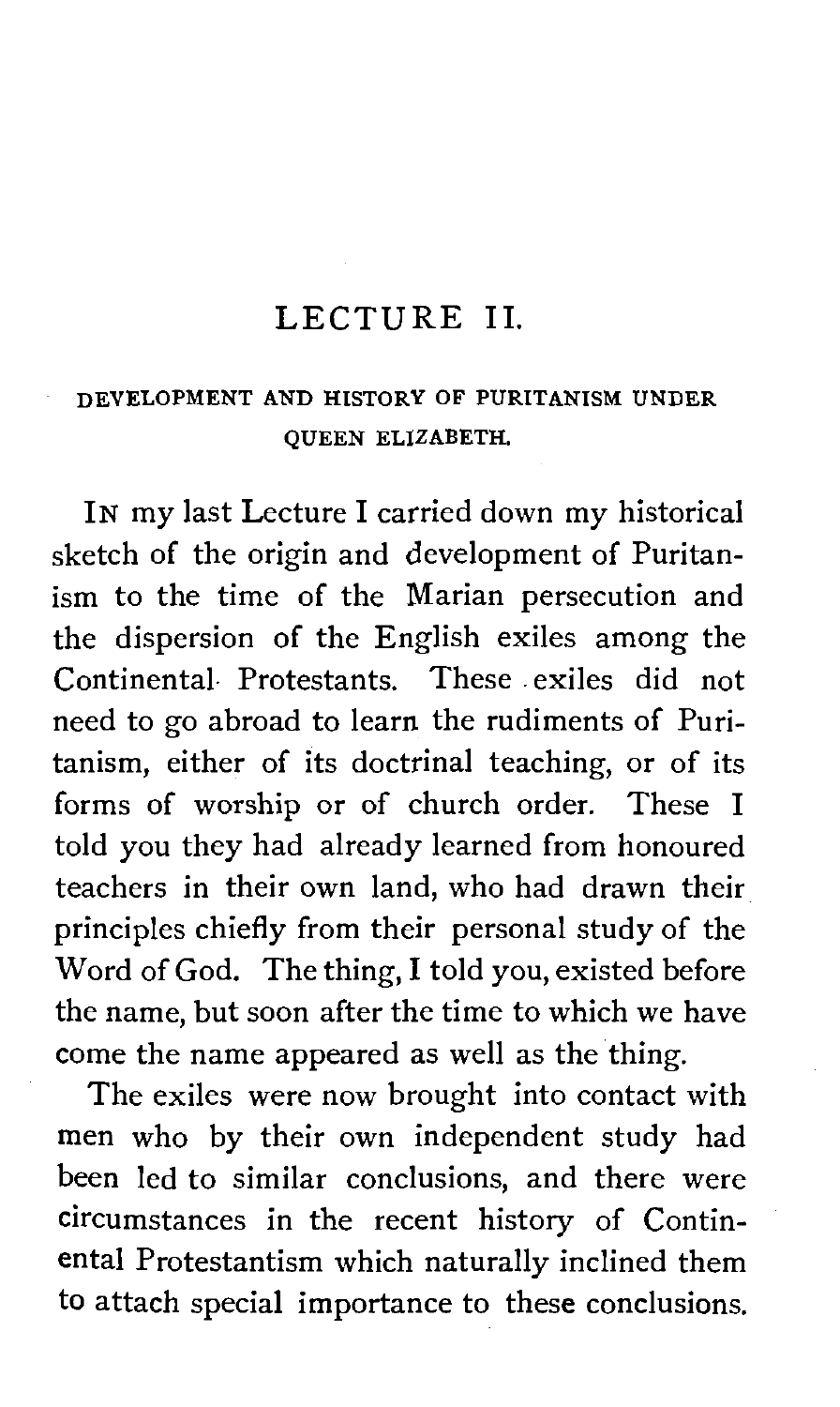# LECTURE II.

## DEVELOPMENT AND HISTORY OF PURITANISM UNDER QUEEN ELIZABETH.

IN my last Lecture I carried down my historical sketch of the origin and development of Puritanism to the time of the Marian persecution and the dispersion of the English exiles among the Continental Protestants. These exiles did not need to go abroad to learn the rudiments of Puritanism, either of its doctrinal teaching, or of its forms of worship or of church order. These I told you they had already learned from honoured teachers in their own land, who had drawn their principles chiefly from their personal study of the Word of God. The thing, I told you, existed before the name, but soon after the time to which we have come the name appeared as well as the thing.

The exiles were now brought into contact with men who by their own independent study had been led to similar conclusions, and there were circumstances in the recent history of Continental Protestantism which naturally inclined them to attach special importance to these conclusions.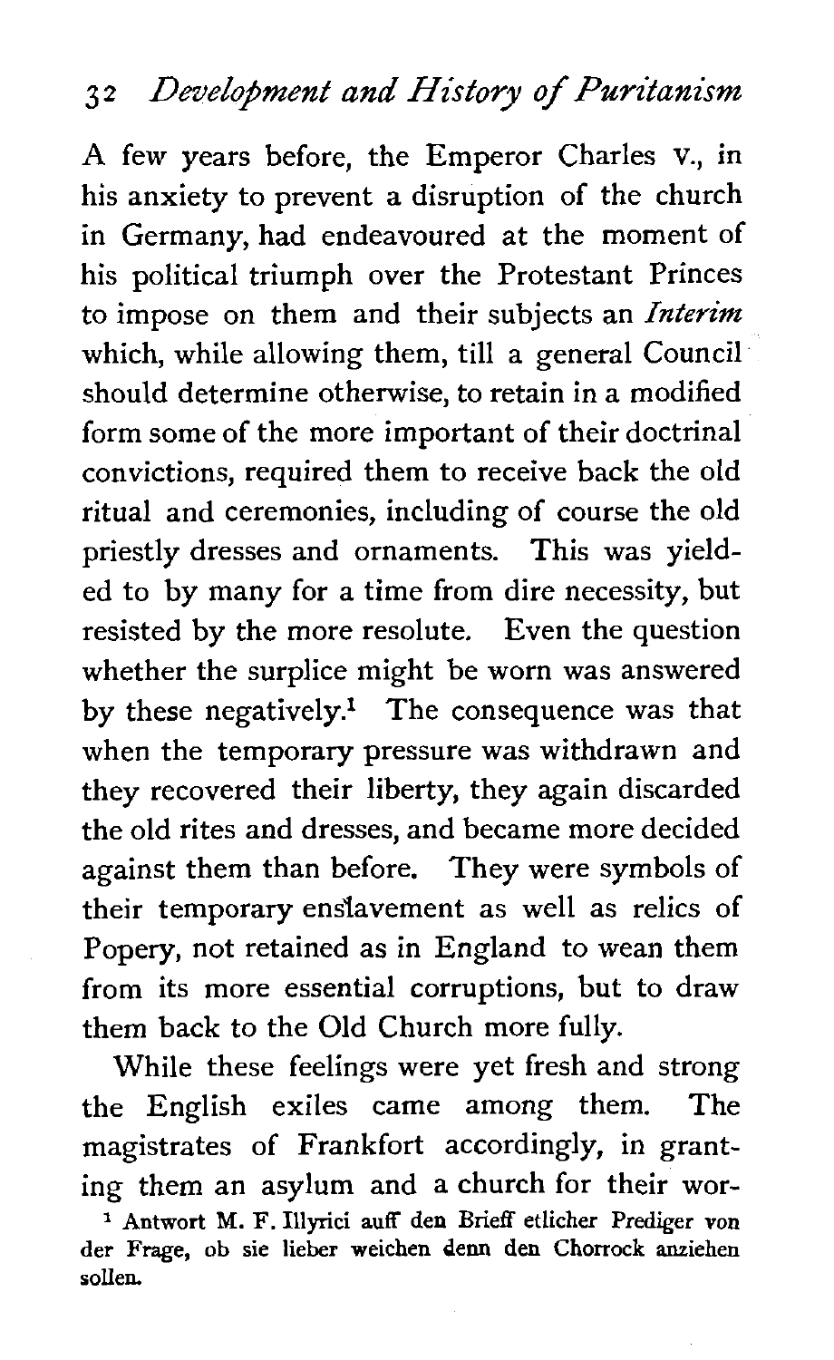A few years before, the Emperor Charles V., in his anxiety to prevent a disruption of the church in Germany, had endeavoured at the moment of his political triumph over the Protestant Princes to impose on them and their subjects an *Interim* which, while allowing them, till a general Council should determine otherwise, to retain in a modified form some of the more important of their doctrinal convictions, required them to receive back the old ritual and ceremonies, including of course the old priestly dresses and ornaments. This was yielded to by many for a time from dire necessity, but resisted by the more resolute. Even the question whether the surplice might be worn was answered by these negatively.[1] The consequence was that when the temporary pressure was withdrawn and they recovered their liberty, they again discarded the old rites and dresses, and became more decided against them than before. They were symbols of their temporary enslavement as well as relics of Popery, not retained as in England to wean them from its more essential corruptions, but to draw them back to the Old Church more fully.

While these feelings were yet fresh and strong the English exiles came among them. The magistrates of Frankfort accordingly, in granting them an asylum and a church for their wor-

[1] Antwort M. F. Illyrici auff den Brieff etlicher Prediger von der Frage, ob sie lieber weichen denn den Chorrock anziehen sollen.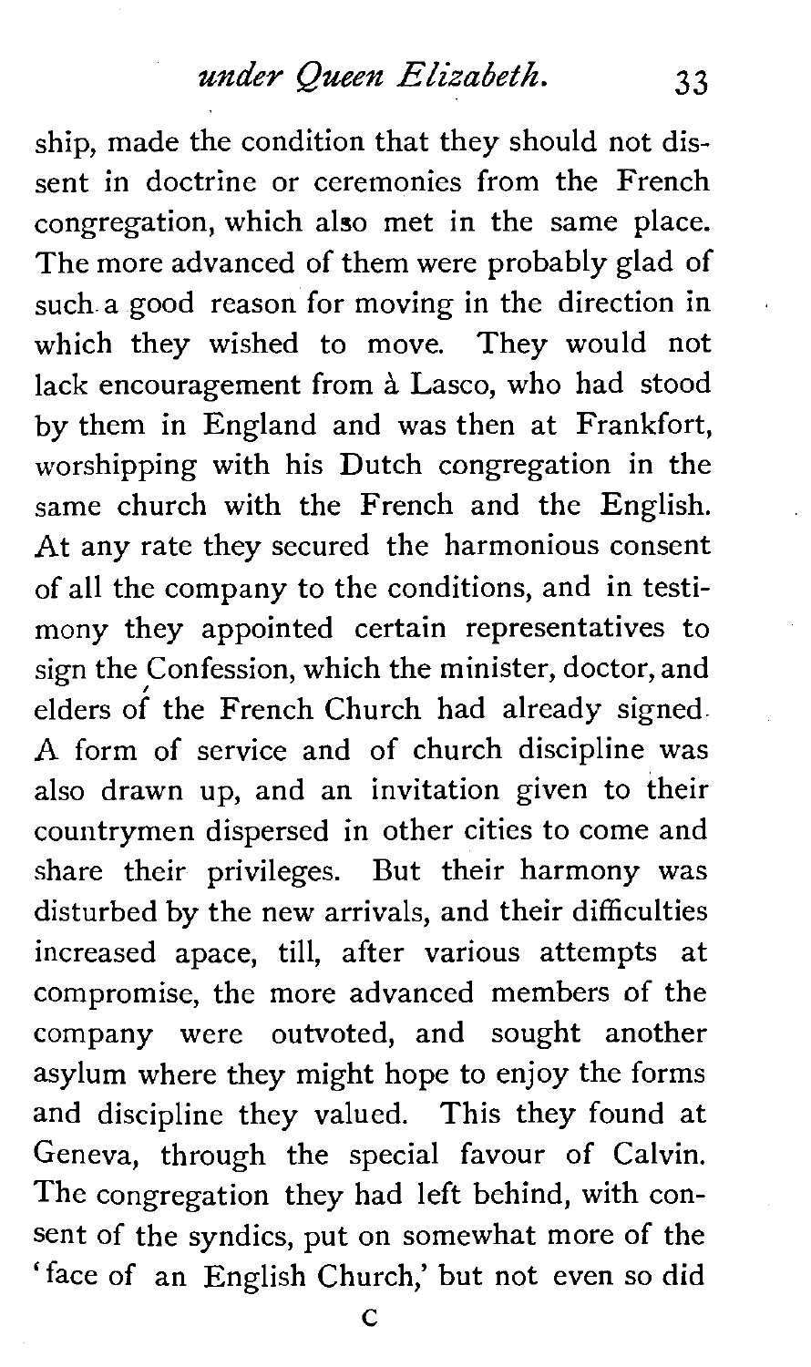ship, made the condition that they should not dissent in doctrine or ceremonies from the French congregation, which also met in the same place. The more advanced of them were probably glad of such a good reason for moving in the direction in which they wished to move. They would not lack encouragement from à Lasco, who had stood by them in England and was then at Frankfort, worshipping with his Dutch congregation in the same church with the French and the English. At any rate they secured the harmonious consent of all the company to the conditions, and in testimony they appointed certain representatives to sign the Confession, which the minister, doctor, and elders of the French Church had already signed. A form of service and of church discipline was also drawn up, and an invitation given to their countrymen dispersed in other cities to come and share their privileges. But their harmony was disturbed by the new arrivals, and their difficulties increased apace, till, after various attempts at compromise, the more advanced members of the company were outvoted, and sought another asylum where they might hope to enjoy the forms and discipline they valued. This they found at Geneva, through the special favour of Calvin. The congregation they had left behind, with consent of the syndics, put on somewhat more of the 'face of an English Church,' but not even so did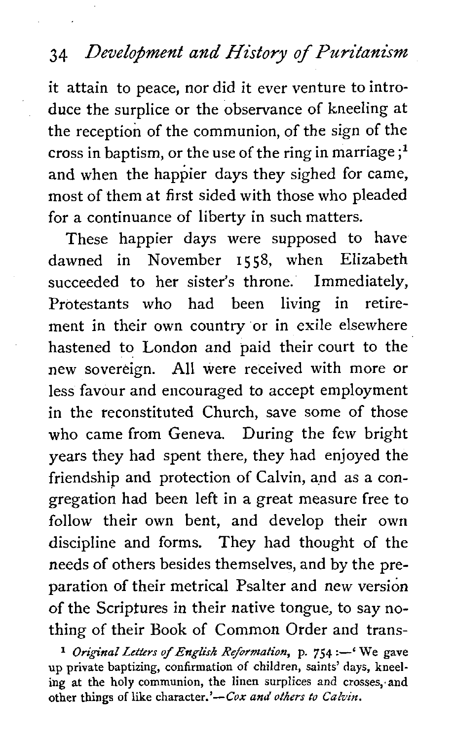it attain to peace, nor did it ever venture to introduce the surplice or the observance of kneeling at the reception of the communion, of the sign of the cross in baptism, or the use of the ring in marriage;[1] and when the happier days they sighed for came, most of them at first sided with those who pleaded for a continuance of liberty in such matters.

These happier days were supposed to have dawned in November 1558, when Elizabeth succeeded to her sister's throne. Immediately, Protestants who had been living in retirement in their own country or in exile elsewhere hastened to London and paid their court to the new sovereign. All were received with more or less favour and encouraged to accept employment in the reconstituted Church, save some of those who came from Geneva. During the few bright years they had spent there, they had enjoyed the friendship and protection of Calvin, and as a congregation had been left in a great measure free to follow their own bent, and develop their own discipline and forms. They had thought of the needs of others besides themselves, and by the preparation of their metrical Psalter and new version of the Scriptures in their native tongue, to say nothing of their Book of Common Order and trans-

[1] *Original Letters of English Reformation*, p. 754:—'We gave up private baptizing, confirmation of children, saints' days, kneeling at the holy communion, the linen surplices and crosses, and other things of like character.'—*Cox and others to Calvin*.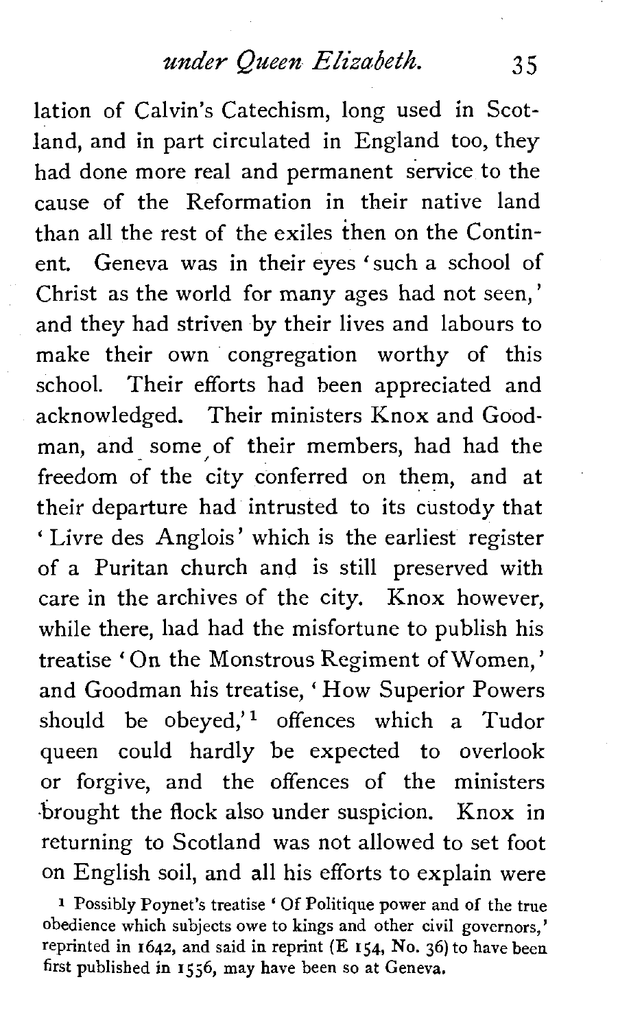lation of Calvin's Catechism, long used in Scotland, and in part circulated in England too, they had done more real and permanent service to the cause of the Reformation in their native land than all the rest of the exiles then on the Continent. Geneva was in their eyes 'such a school of Christ as the world for many ages had not seen,' and they had striven by their lives and labours to make their own congregation worthy of this school. Their efforts had been appreciated and acknowledged. Their ministers Knox and Goodman, and some of their members, had had the freedom of the city conferred on them, and at their departure had intrusted to its custody that 'Livre des Anglois' which is the earliest register of a Puritan church and is still preserved with care in the archives of the city. Knox however, while there, had had the misfortune to publish his treatise 'On the Monstrous Regiment of Women,' and Goodman his treatise, 'How Superior Powers should be obeyed,'[1] offences which a Tudor queen could hardly be expected to overlook or forgive, and the offences of the ministers brought the flock also under suspicion. Knox in returning to Scotland was not allowed to set foot on English soil, and all his efforts to explain were

[1] Possibly Poynet's treatise 'Of Politique power and of the true obedience which subjects owe to kings and other civil governors,' reprinted in 1642, and said in reprint (E 154, No. 36) to have been first published in 1556, may have been so at Geneva.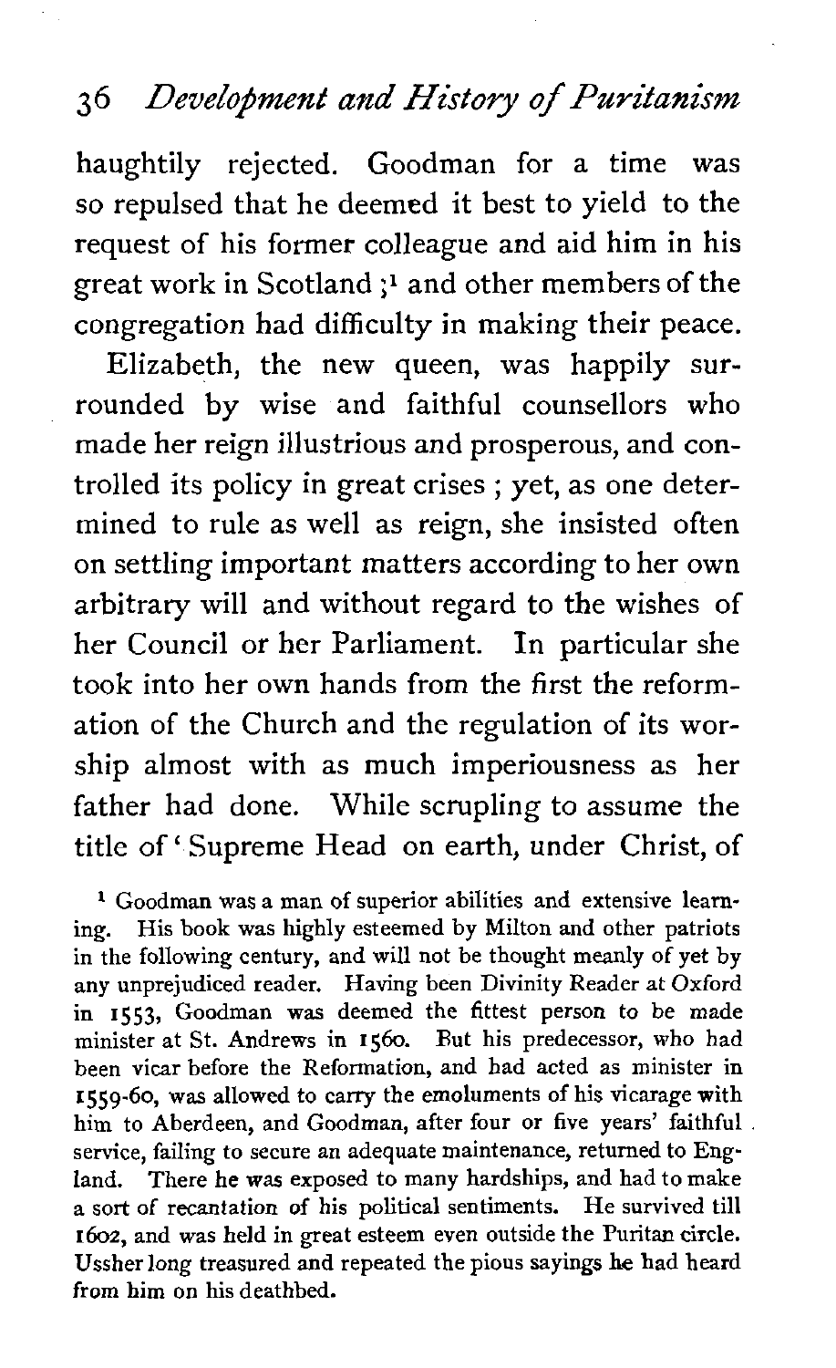haughtily rejected. Goodman for a time was so repulsed that he deemed it best to yield to the request of his former colleague and aid him in his great work in Scotland ;[1] and other members of the congregation had difficulty in making their peace.

Elizabeth, the new queen, was happily surrounded by wise and faithful counsellors who made her reign illustrious and prosperous, and controlled its policy in great crises ; yet, as one determined to rule as well as reign, she insisted often on settling important matters according to her own arbitrary will and without regard to the wishes of her Council or her Parliament. In particular she took into her own hands from the first the reformation of the Church and the regulation of its worship almost with as much imperiousness as her father had done. While scrupling to assume the title of 'Supreme Head on earth, under Christ, of

[1] Goodman was a man of superior abilities and extensive learning. His book was highly esteemed by Milton and other patriots in the following century, and will not be thought meanly of yet by any unprejudiced reader. Having been Divinity Reader at Oxford in 1553, Goodman was deemed the fittest person to be made minister at St. Andrews in 1560. But his predecessor, who had been vicar before the Reformation, and had acted as minister in 1559-60, was allowed to carry the emoluments of his vicarage with him to Aberdeen, and Goodman, after four or five years' faithful service, failing to secure an adequate maintenance, returned to England. There he was exposed to many hardships, and had to make a sort of recantation of his political sentiments. He survived till 1602, and was held in great esteem even outside the Puritan circle. Ussher long treasured and repeated the pious sayings he had heard from him on his deathbed.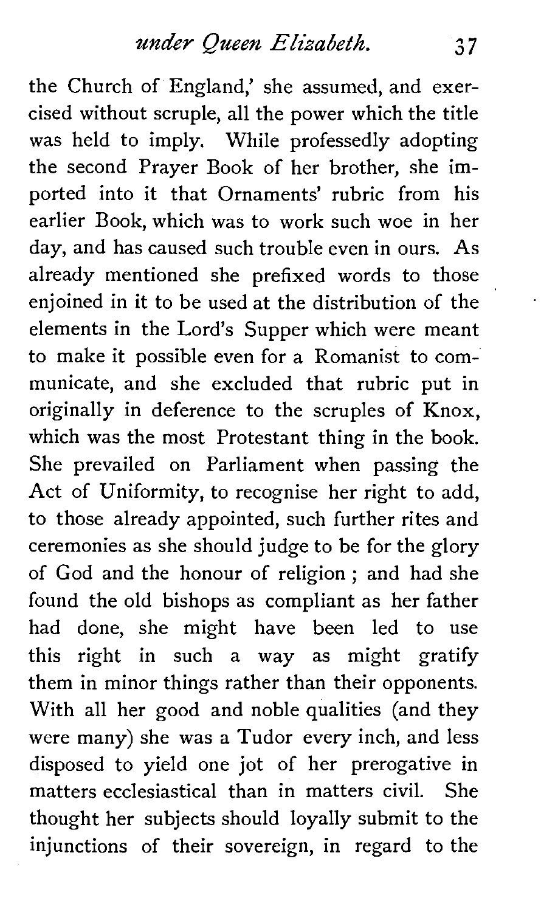the Church of England,' she assumed, and exercised without scruple, all the power which the title was held to imply. While professedly adopting the second Prayer Book of her brother, she imported into it that Ornaments' rubric from his earlier Book, which was to work such woe in her day, and has caused such trouble even in ours. As already mentioned she prefixed words to those enjoined in it to be used at the distribution of the elements in the Lord's Supper which were meant to make it possible even for a Romanist to communicate, and she excluded that rubric put in originally in deference to the scruples of Knox, which was the most Protestant thing in the book. She prevailed on Parliament when passing the Act of Uniformity, to recognise her right to add, to those already appointed, such further rites and ceremonies as she should judge to be for the glory of God and the honour of religion ; and had she found the old bishops as compliant as her father had done, she might have been led to use this right in such a way as might gratify them in minor things rather than their opponents. With all her good and noble qualities (and they were many) she was a Tudor every inch, and less disposed to yield one jot of her prerogative in matters ecclesiastical than in matters civil. She thought her subjects should loyally submit to the injunctions of their sovereign, in regard to the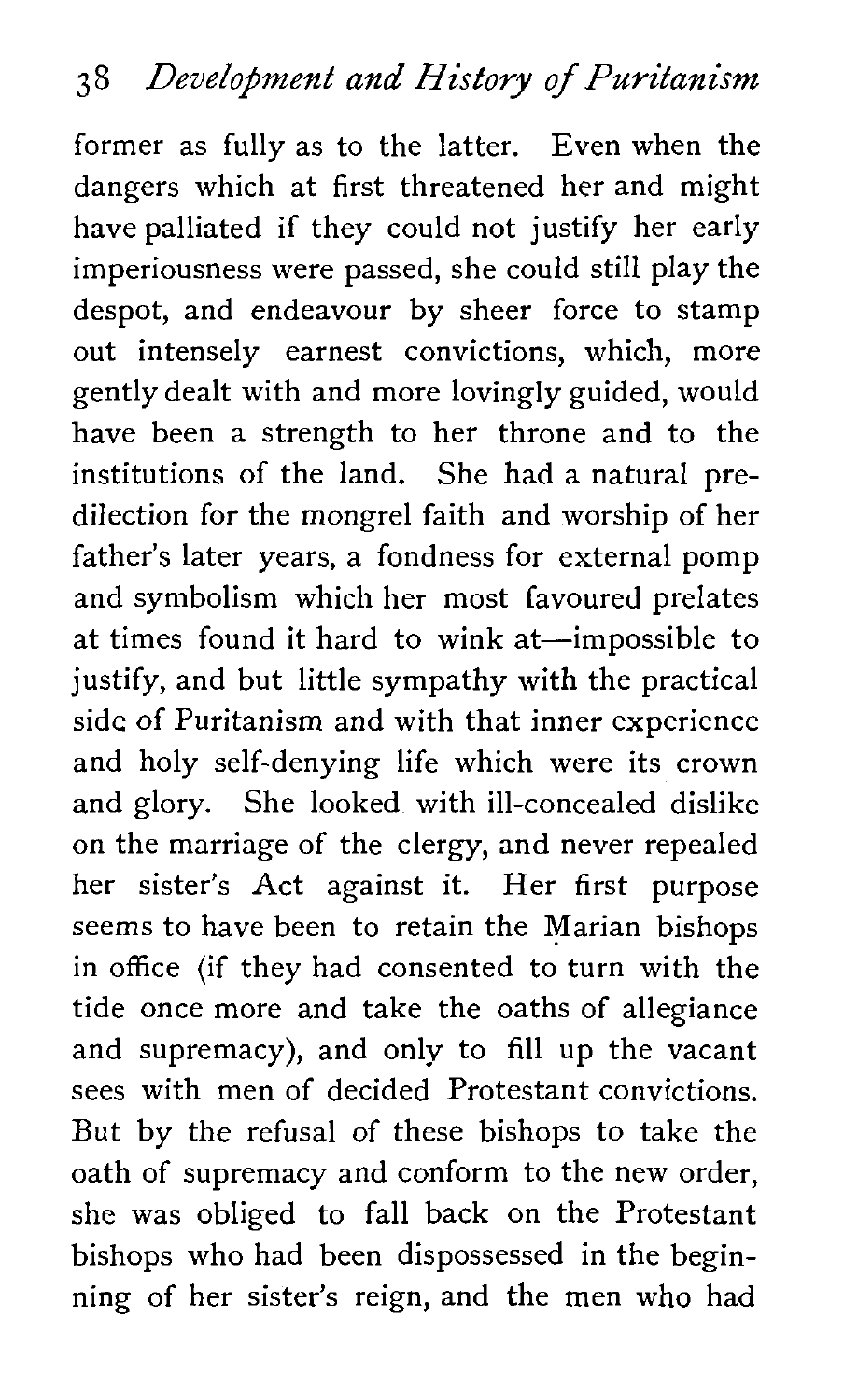former as fully as to the latter. Even when the dangers which at first threatened her and might have palliated if they could not justify her early imperiousness were passed, she could still play the despot, and endeavour by sheer force to stamp out intensely earnest convictions, which, more gently dealt with and more lovingly guided, would have been a strength to her throne and to the institutions of the land. She had a natural predilection for the mongrel faith and worship of her father's later years, a fondness for external pomp and symbolism which her most favoured prelates at times found it hard to wink at—impossible to justify, and but little sympathy with the practical side of Puritanism and with that inner experience and holy self-denying life which were its crown and glory. She looked with ill-concealed dislike on the marriage of the clergy, and never repealed her sister's Act against it. Her first purpose seems to have been to retain the Marian bishops in office (if they had consented to turn with the tide once more and take the oaths of allegiance and supremacy), and only to fill up the vacant sees with men of decided Protestant convictions. But by the refusal of these bishops to take the oath of supremacy and conform to the new order, she was obliged to fall back on the Protestant bishops who had been dispossessed in the beginning of her sister's reign, and the men who had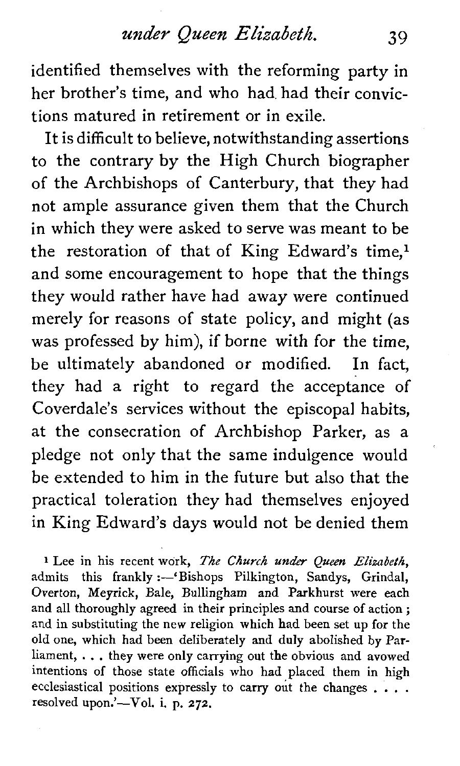identified themselves with the reforming party in her brother's time, and who had had their convictions matured in retirement or in exile.

It is difficult to believe, notwithstanding assertions to the contrary by the High Church biographer of the Archbishops of Canterbury, that they had not ample assurance given them that the Church in which they were asked to serve was meant to be the restoration of that of King Edward's time,[1] and some encouragement to hope that the things they would rather have had away were continued merely for reasons of state policy, and might (as was professed by him), if borne with for the time, be ultimately abandoned or modified. In fact, they had a right to regard the acceptance of Coverdale's services without the episcopal habits, at the consecration of Archbishop Parker, as a pledge not only that the same indulgence would be extended to him in the future but also that the practical toleration they had themselves enjoyed in King Edward's days would not be denied them

[1] Lee in his recent work, *The Church under Queen Elizabeth*, admits this frankly :—'Bishops Pilkington, Sandys, Grindal, Overton, Meyrick, Bale, Bullingham and Parkhurst were each and all thoroughly agreed in their principles and course of action; and in substituting the new religion which had been set up for the old one, which had been deliberately and duly abolished by Parliament, . . . they were only carrying out the obvious and avowed intentions of those state officials who had placed them in high ecclesiastical positions expressly to carry out the changes . . . . resolved upon.'—Vol. i. p. 272.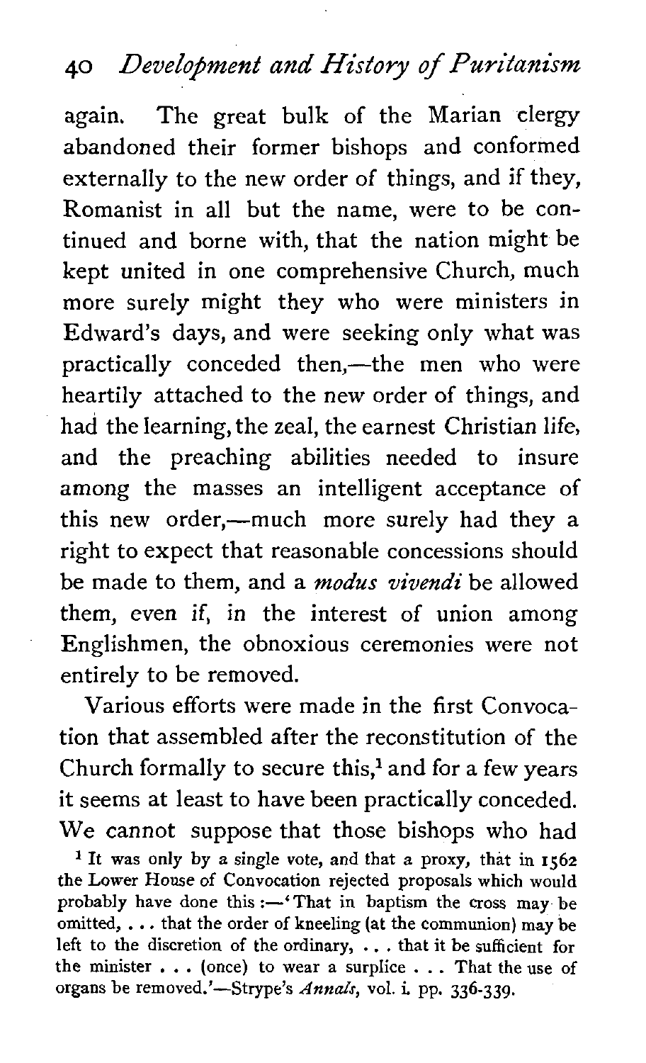again. The great bulk of the Marian clergy abandoned their former bishops and conformed externally to the new order of things, and if they, Romanist in all but the name, were to be continued and borne with, that the nation might be kept united in one comprehensive Church, much more surely might they who were ministers in Edward's days, and were seeking only what was practically conceded then,—the men who were heartily attached to the new order of things, and had the learning, the zeal, the earnest Christian life, and the preaching abilities needed to insure among the masses an intelligent acceptance of this new order,—much more surely had they a right to expect that reasonable concessions should be made to them, and a *modus vivendi* be allowed them, even if, in the interest of union among Englishmen, the obnoxious ceremonies were not entirely to be removed.

Various efforts were made in the first Convocation that assembled after the reconstitution of the Church formally to secure this,[1] and for a few years it seems at least to have been practically conceded. We cannot suppose that those bishops who had

[1] It was only by a single vote, and that a proxy, that in 1562 the Lower House of Convocation rejected proposals which would probably have done this :—'That in baptism the cross may be omitted, . . . that the order of kneeling (at the communion) may be left to the discretion of the ordinary, . . . that it be sufficient for the minister . . . (once) to wear a surplice . . . That the use of organs be removed.'—Strype's *Annals*, vol. i. pp. 336-339.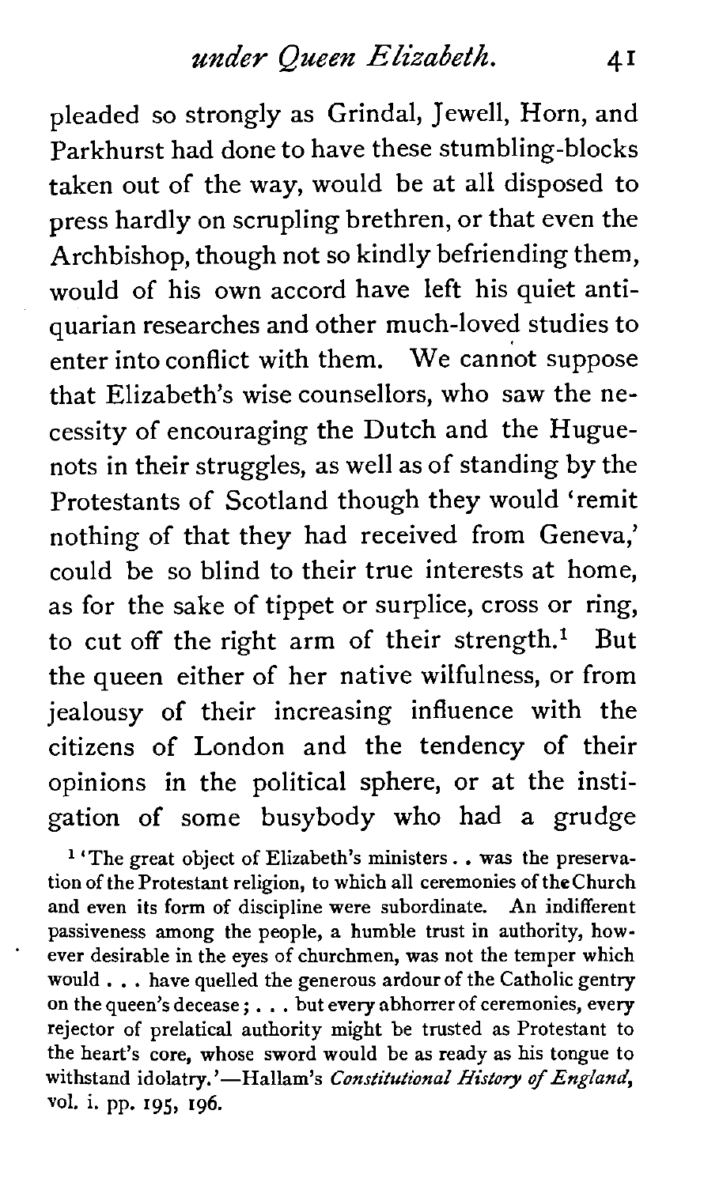pleaded so strongly as Grindal, Jewell, Horn, and Parkhurst had done to have these stumbling-blocks taken out of the way, would be at all disposed to press hardly on scrupling brethren, or that even the Archbishop, though not so kindly befriending them, would of his own accord have left his quiet antiquarian researches and other much-loved studies to enter into conflict with them. We cannot suppose that Elizabeth's wise counsellors, who saw the necessity of encouraging the Dutch and the Huguenots in their struggles, as well as of standing by the Protestants of Scotland though they would 'remit nothing of that they had received from Geneva,' could be so blind to their true interests at home, as for the sake of tippet or surplice, cross or ring, to cut off the right arm of their strength.[1] But the queen either of her native wilfulness, or from jealousy of their increasing influence with the citizens of London and the tendency of their opinions in the political sphere, or at the instigation of some busybody who had a grudge

[1] 'The great object of Elizabeth's ministers . . was the preservation of the Protestant religion, to which all ceremonies of the Church and even its form of discipline were subordinate. An indifferent passiveness among the people, a humble trust in authority, however desirable in the eyes of churchmen, was not the temper which would . . . have quelled the generous ardour of the Catholic gentry on the queen's decease; . . . but every abhorrer of ceremonies, every rejector of prelatical authority might be trusted as Protestant to the heart's core, whose sword would be as ready as his tongue to withstand idolatry.'—Hallam's *Constitutional History of England*, vol. i. pp. 195, 196.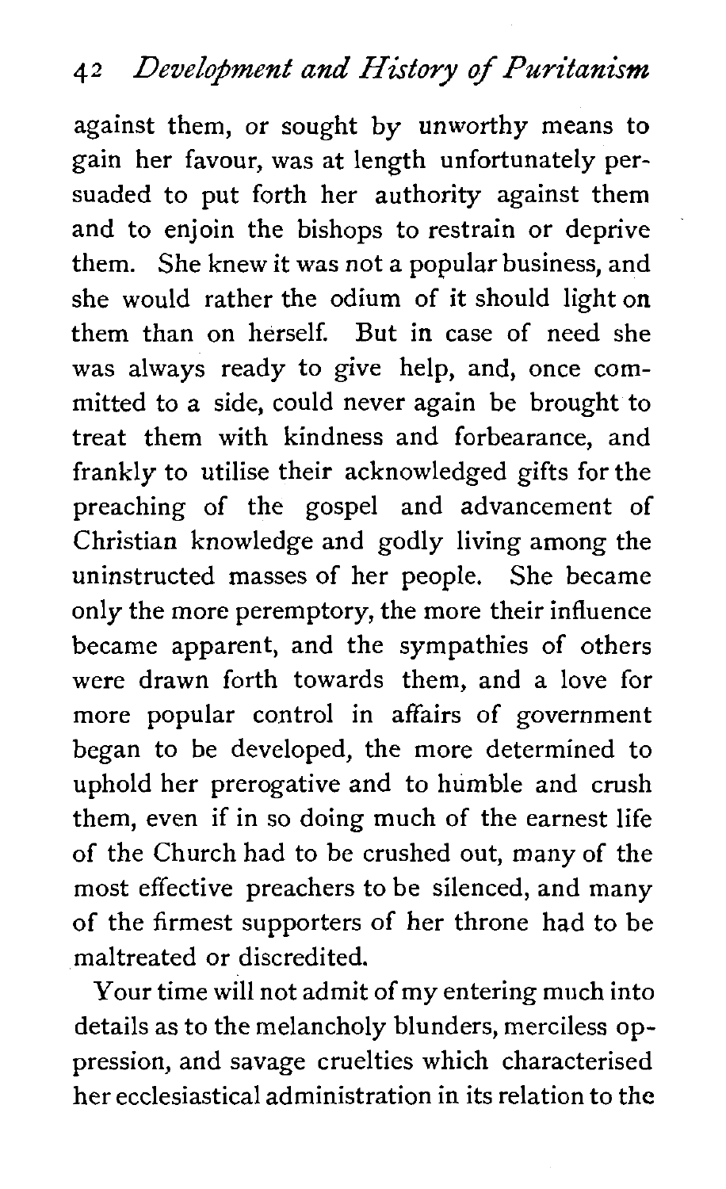against them, or sought by unworthy means to gain her favour, was at length unfortunately persuaded to put forth her authority against them and to enjoin the bishops to restrain or deprive them. She knew it was not a popular business, and she would rather the odium of it should light on them than on herself. But in case of need she was always ready to give help, and, once committed to a side, could never again be brought to treat them with kindness and forbearance, and frankly to utilise their acknowledged gifts for the preaching of the gospel and advancement of Christian knowledge and godly living among the uninstructed masses of her people. She became only the more peremptory, the more their influence became apparent, and the sympathies of others were drawn forth towards them, and a love for more popular control in affairs of government began to be developed, the more determined to uphold her prerogative and to humble and crush them, even if in so doing much of the earnest life of the Church had to be crushed out, many of the most effective preachers to be silenced, and many of the firmest supporters of her throne had to be maltreated or discredited.

Your time will not admit of my entering much into details as to the melancholy blunders, merciless oppression, and savage cruelties which characterised her ecclesiastical administration in its relation to the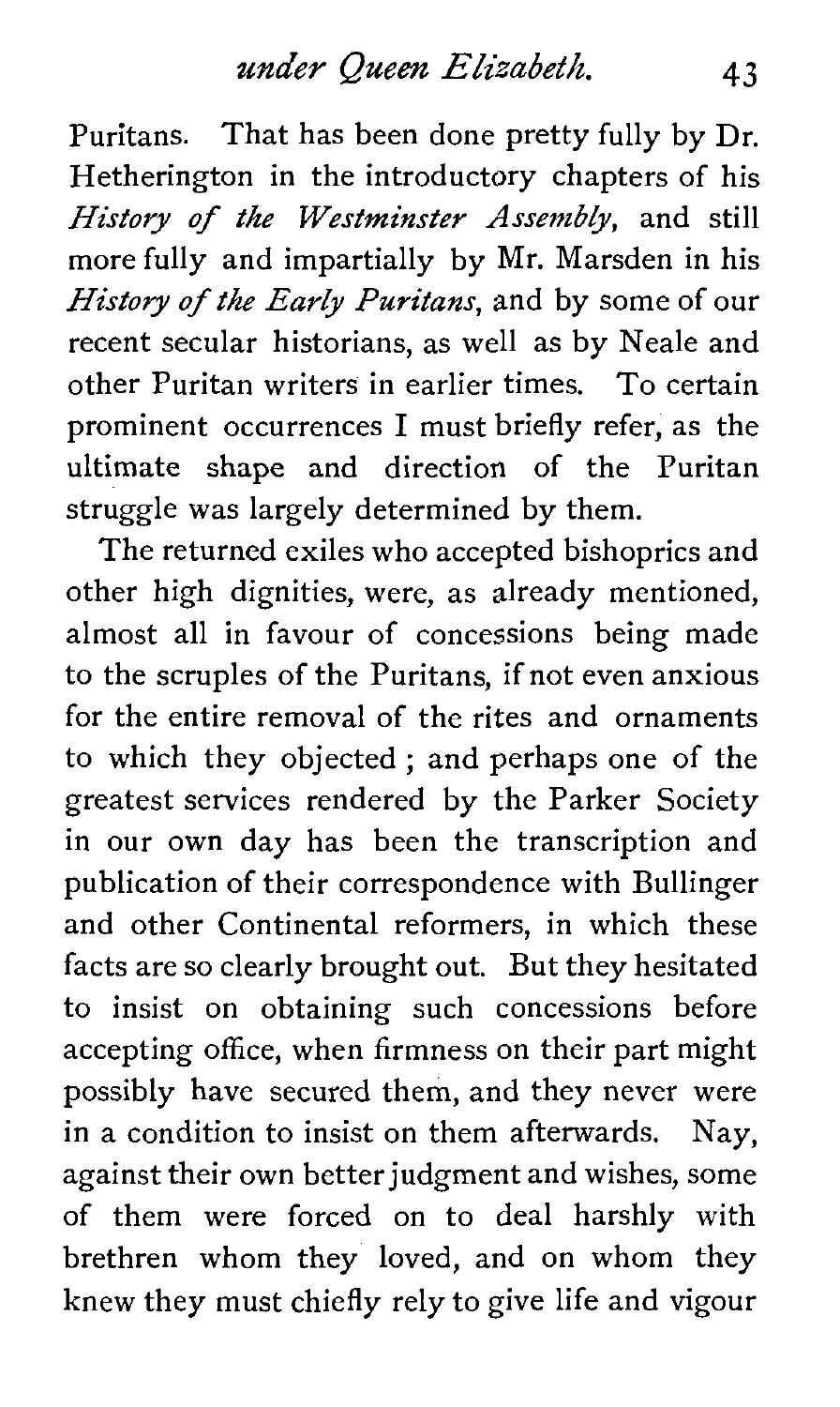Puritans. That has been done pretty fully by Dr. Hetherington in the introductory chapters of his *History of the Westminster Assembly*, and still more fully and impartially by Mr. Marsden in his *History of the Early Puritans*, and by some of our recent secular historians, as well as by Neale and other Puritan writers in earlier times. To certain prominent occurrences I must briefly refer, as the ultimate shape and direction of the Puritan struggle was largely determined by them.

The returned exiles who accepted bishoprics and other high dignities, were, as already mentioned, almost all in favour of concessions being made to the scruples of the Puritans, if not even anxious for the entire removal of the rites and ornaments to which they objected ; and perhaps one of the greatest services rendered by the Parker Society in our own day has been the transcription and publication of their correspondence with Bullinger and other Continental reformers, in which these facts are so clearly brought out. But they hesitated to insist on obtaining such concessions before accepting office, when firmness on their part might possibly have secured them, and they never were in a condition to insist on them afterwards. Nay, against their own better judgment and wishes, some of them were forced on to deal harshly with brethren whom they loved, and on whom they knew they must chiefly rely to give life and vigour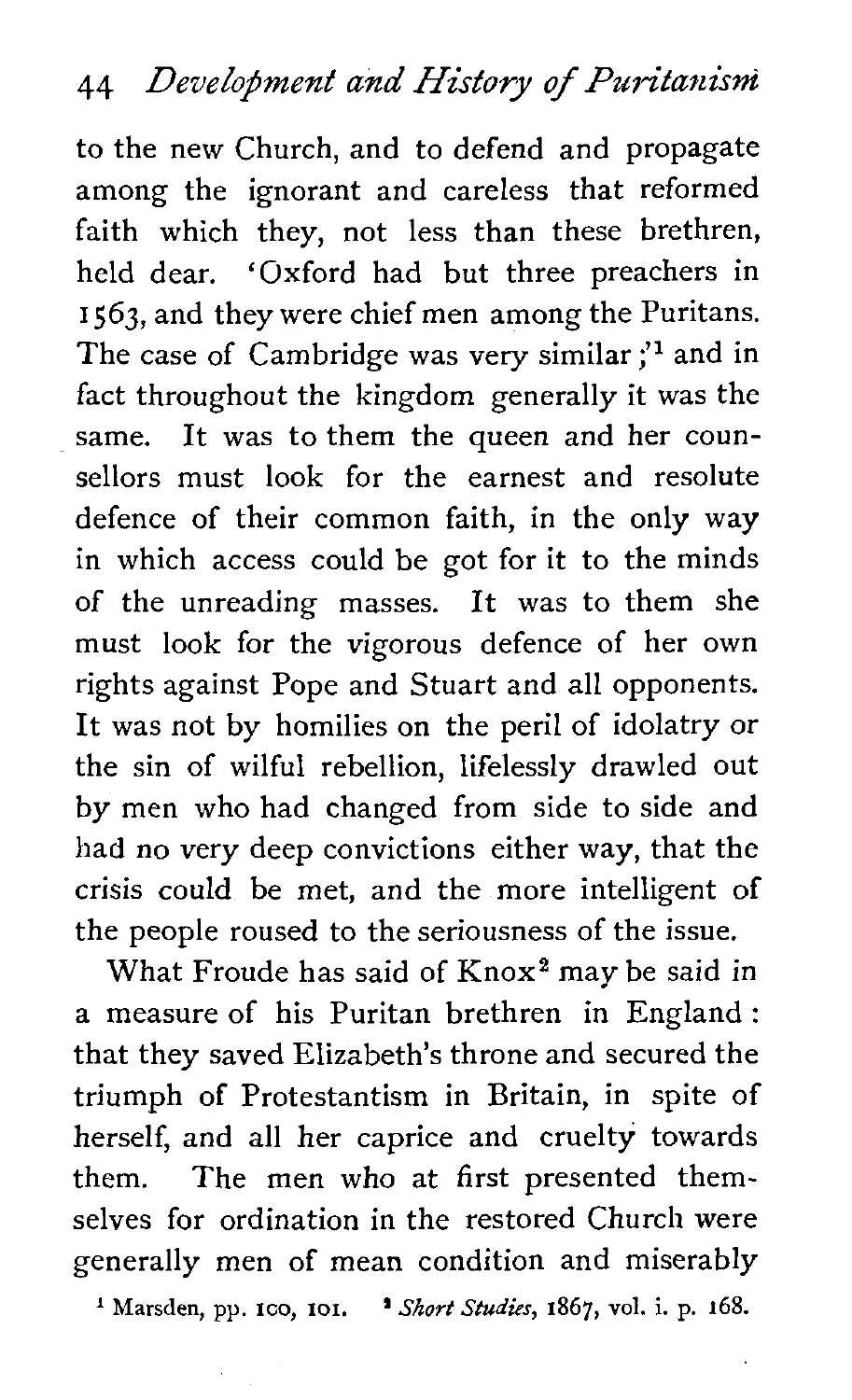to the new Church, and to defend and propagate among the ignorant and careless that reformed faith which they, not less than these brethren, held dear. 'Oxford had but three preachers in 1563, and they were chief men among the Puritans. The case of Cambridge was very similar;'[1] and in fact throughout the kingdom generally it was the same. It was to them the queen and her counsellors must look for the earnest and resolute defence of their common faith, in the only way in which access could be got for it to the minds of the unreading masses. It was to them she must look for the vigorous defence of her own rights against Pope and Stuart and all opponents. It was not by homilies on the peril of idolatry or the sin of wilful rebellion, lifelessly drawled out by men who had changed from side to side and had no very deep convictions either way, that the crisis could be met, and the more intelligent of the people roused to the seriousness of the issue.

What Froude has said of Knox[2] may be said in a measure of his Puritan brethren in England: that they saved Elizabeth's throne and secured the triumph of Protestantism in Britain, in spite of herself, and all her caprice and cruelty towards them. The men who at first presented themselves for ordination in the restored Church were generally men of mean condition and miserably

[1] Marsden, pp. 100, 101. [2] *Short Studies*, 1867, vol. i. p. 168.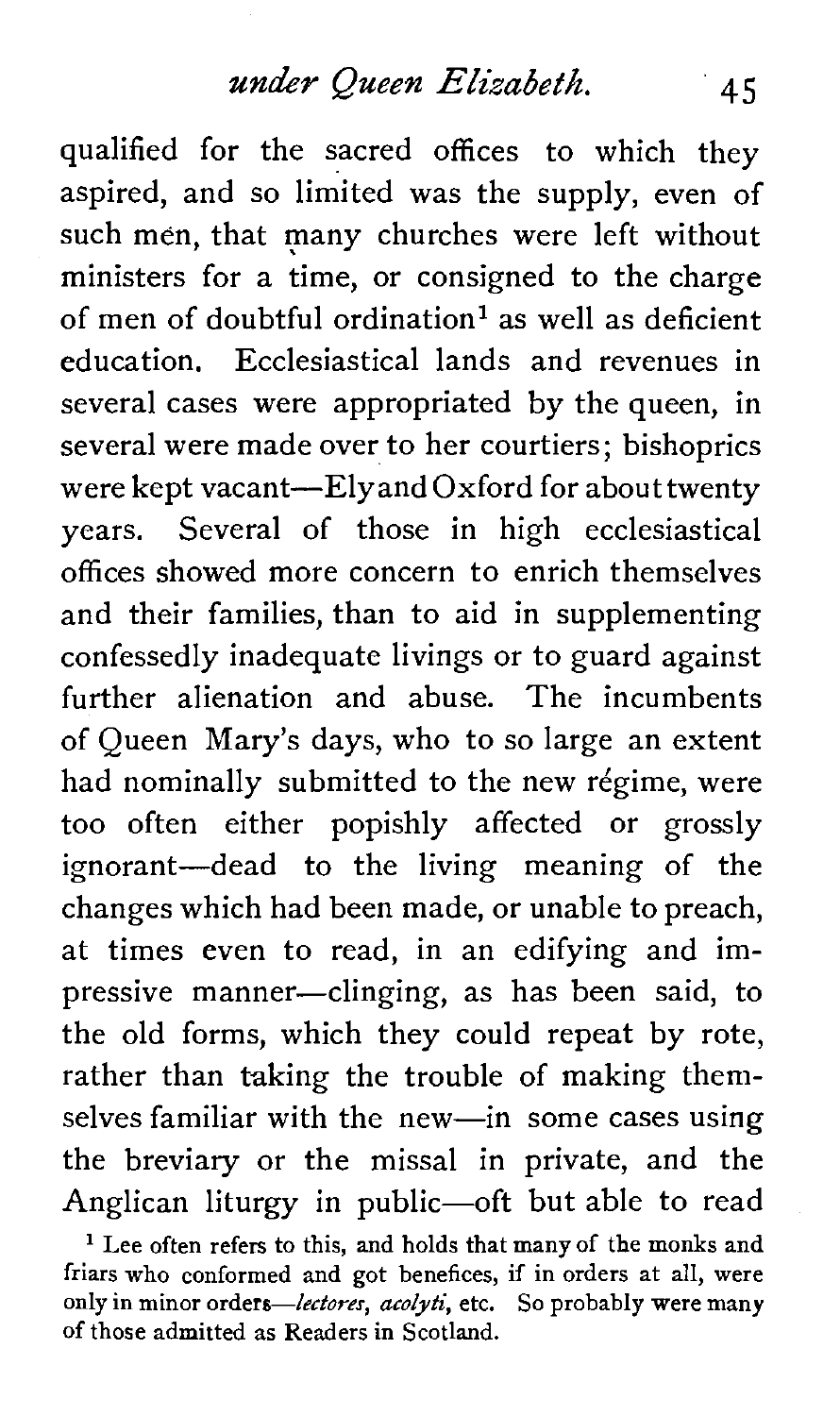qualified for the sacred offices to which they aspired, and so limited was the supply, even of such men, that many churches were left without ministers for a time, or consigned to the charge of men of doubtful ordination[1] as well as deficient education. Ecclesiastical lands and revenues in several cases were appropriated by the queen, in several were made over to her courtiers; bishoprics were kept vacant—Ely and Oxford for about twenty years. Several of those in high ecclesiastical offices showed more concern to enrich themselves and their families, than to aid in supplementing confessedly inadequate livings or to guard against further alienation and abuse. The incumbents of Queen Mary's days, who to so large an extent had nominally submitted to the new régime, were too often either popishly affected or grossly ignorant—dead to the living meaning of the changes which had been made, or unable to preach, at times even to read, in an edifying and impressive manner—clinging, as has been said, to the old forms, which they could repeat by rote, rather than taking the trouble of making themselves familiar with the new—in some cases using the breviary or the missal in private, and the Anglican liturgy in public—oft but able to read

[1] Lee often refers to this, and holds that many of the monks and friars who conformed and got benefices, if in orders at all, were only in minor orders—*lectores*, *acolyti*, etc. So probably were many of those admitted as Readers in Scotland.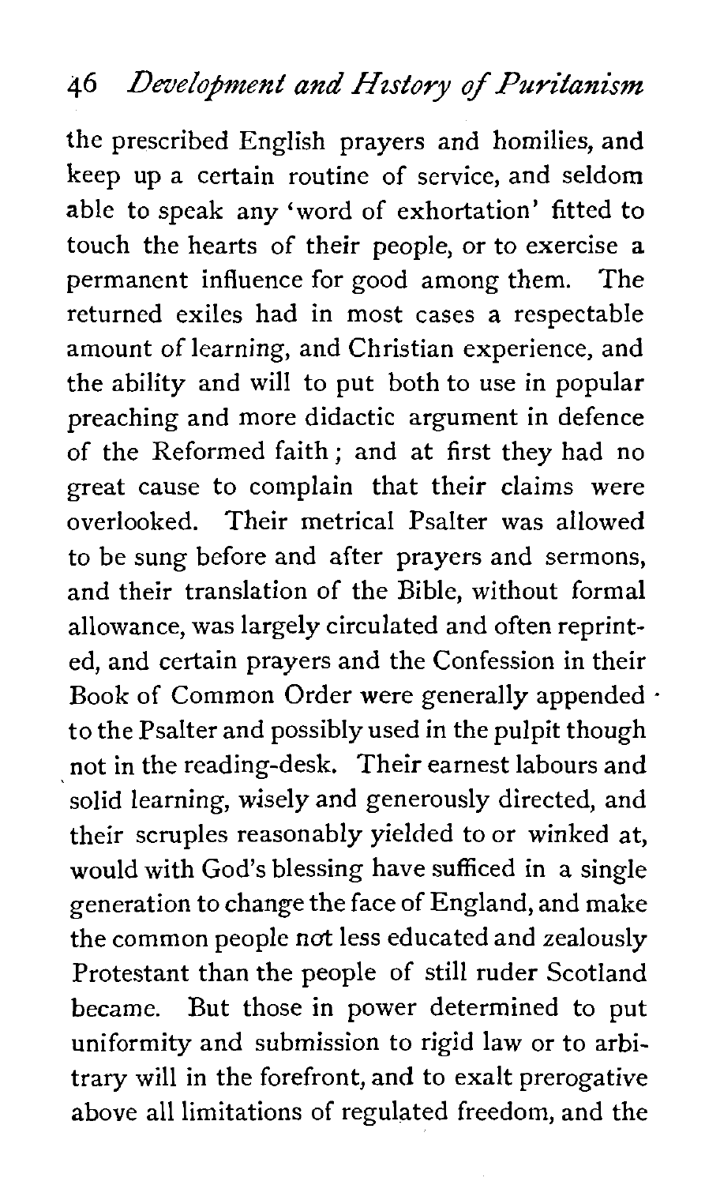the prescribed English prayers and homilies, and keep up a certain routine of service, and seldom able to speak any 'word of exhortation' fitted to touch the hearts of their people, or to exercise a permanent influence for good among them. The returned exiles had in most cases a respectable amount of learning, and Christian experience, and the ability and will to put both to use in popular preaching and more didactic argument in defence of the Reformed faith; and at first they had no great cause to complain that their claims were overlooked. Their metrical Psalter was allowed to be sung before and after prayers and sermons, and their translation of the Bible, without formal allowance, was largely circulated and often reprinted, and certain prayers and the Confession in their Book of Common Order were generally appended to the Psalter and possibly used in the pulpit though not in the reading-desk. Their earnest labours and solid learning, wisely and generously directed, and their scruples reasonably yielded to or winked at, would with God's blessing have sufficed in a single generation to change the face of England, and make the common people not less educated and zealously Protestant than the people of still ruder Scotland became. But those in power determined to put uniformity and submission to rigid law or to arbitrary will in the forefront, and to exalt prerogative above all limitations of regulated freedom, and the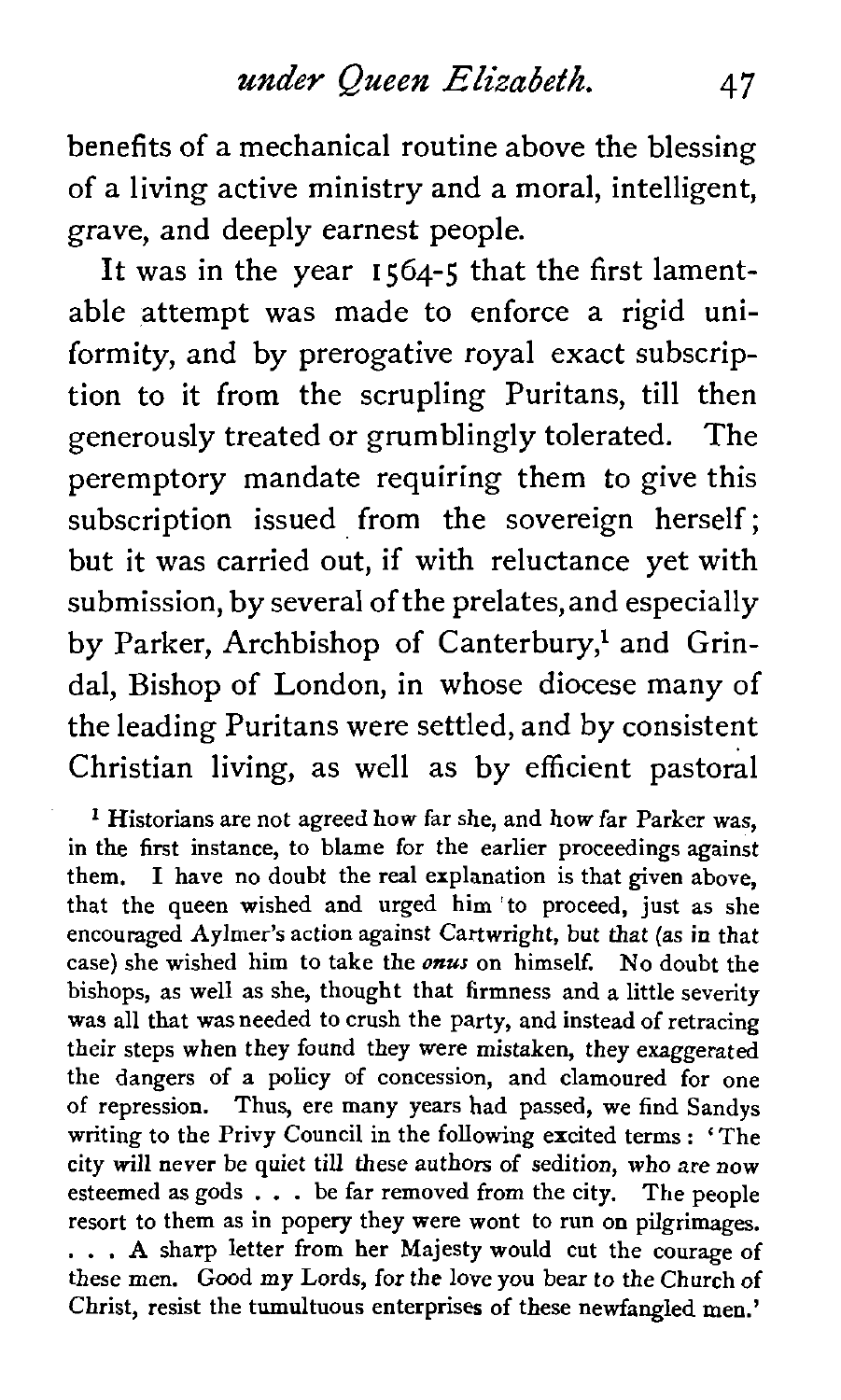benefits of a mechanical routine above the blessing of a living active ministry and a moral, intelligent, grave, and deeply earnest people.

It was in the year 1564-5 that the first lamentable attempt was made to enforce a rigid uniformity, and by prerogative royal exact subscription to it from the scrupling Puritans, till then generously treated or grumblingly tolerated. The peremptory mandate requiring them to give this subscription issued from the sovereign herself; but it was carried out, if with reluctance yet with submission, by several of the prelates, and especially by Parker, Archbishop of Canterbury,[1] and Grindal, Bishop of London, in whose diocese many of the leading Puritans were settled, and by consistent Christian living, as well as by efficient pastoral

[1] Historians are not agreed how far she, and how far Parker was, in the first instance, to blame for the earlier proceedings against them. I have no doubt the real explanation is that given above, that the queen wished and urged him to proceed, just as she encouraged Aylmer's action against Cartwright, but that (as in that case) she wished him to take the *onus* on himself. No doubt the bishops, as well as she, thought that firmness and a little severity was all that was needed to crush the party, and instead of retracing their steps when they found they were mistaken, they exaggerated the dangers of a policy of concession, and clamoured for one of repression. Thus, ere many years had passed, we find Sandys writing to the Privy Council in the following excited terms: 'The city will never be quiet till these authors of sedition, who are now esteemed as gods . . . be far removed from the city. The people resort to them as in popery they were wont to run on pilgrimages. . . . A sharp letter from her Majesty would cut the courage of these men. Good my Lords, for the love you bear to the Church of Christ, resist the tumultuous enterprises of these newfangled men.'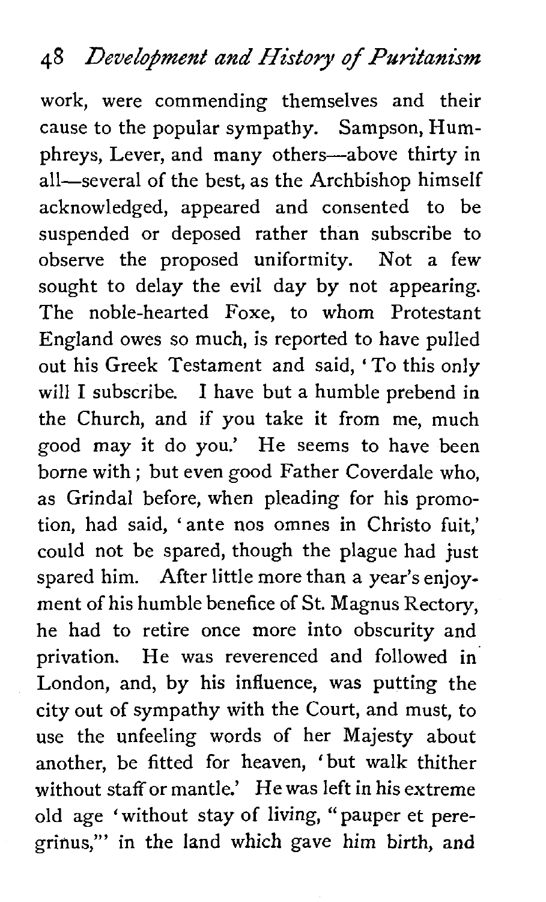work, were commending themselves and their cause to the popular sympathy. Sampson, Humphreys, Lever, and many others—above thirty in all—several of the best, as the Archbishop himself acknowledged, appeared and consented to be suspended or deposed rather than subscribe to observe the proposed uniformity. Not a few sought to delay the evil day by not appearing. The noble-hearted Foxe, to whom Protestant England owes so much, is reported to have pulled out his Greek Testament and said, 'To this only will I subscribe. I have but a humble prebend in the Church, and if you take it from me, much good may it do you.' He seems to have been borne with; but even good Father Coverdale who, as Grindal before, when pleading for his promotion, had said, 'ante nos omnes in Christo fuit,' could not be spared, though the plague had just spared him. After little more than a year's enjoyment of his humble benefice of St. Magnus Rectory, he had to retire once more into obscurity and privation. He was reverenced and followed in London, and, by his influence, was putting the city out of sympathy with the Court, and must, to use the unfeeling words of her Majesty about another, be fitted for heaven, 'but walk thither without staff or mantle.' He was left in his extreme old age 'without stay of living, "pauper et peregrinus,"' in the land which gave him birth, and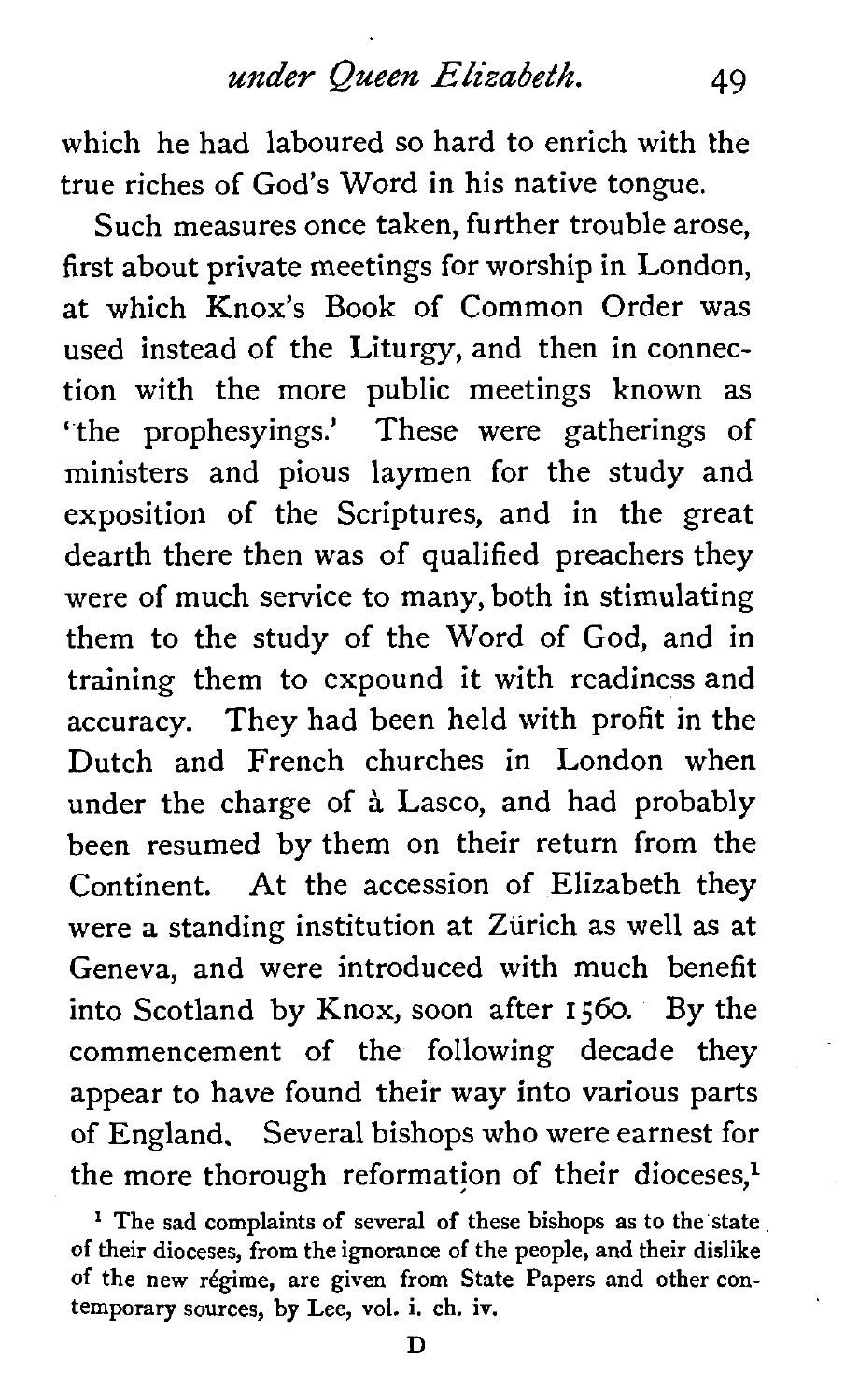which he had laboured so hard to enrich with the true riches of God's Word in his native tongue.

Such measures once taken, further trouble arose, first about private meetings for worship in London, at which Knox's Book of Common Order was used instead of the Liturgy, and then in connection with the more public meetings known as 'the prophesyings.' These were gatherings of ministers and pious laymen for the study and exposition of the Scriptures, and in the great dearth there then was of qualified preachers they were of much service to many, both in stimulating them to the study of the Word of God, and in training them to expound it with readiness and accuracy. They had been held with profit in the Dutch and French churches in London when under the charge of à Lasco, and had probably been resumed by them on their return from the Continent. At the accession of Elizabeth they were a standing institution at Zürich as well as at Geneva, and were introduced with much benefit into Scotland by Knox, soon after 1560. By the commencement of the following decade they appear to have found their way into various parts of England. Several bishops who were earnest for the more thorough reformation of their dioceses,[1]

[1] The sad complaints of several of these bishops as to the state of their dioceses, from the ignorance of the people, and their dislike of the new régime, are given from State Papers and other contemporary sources, by Lee, vol. i. ch. iv.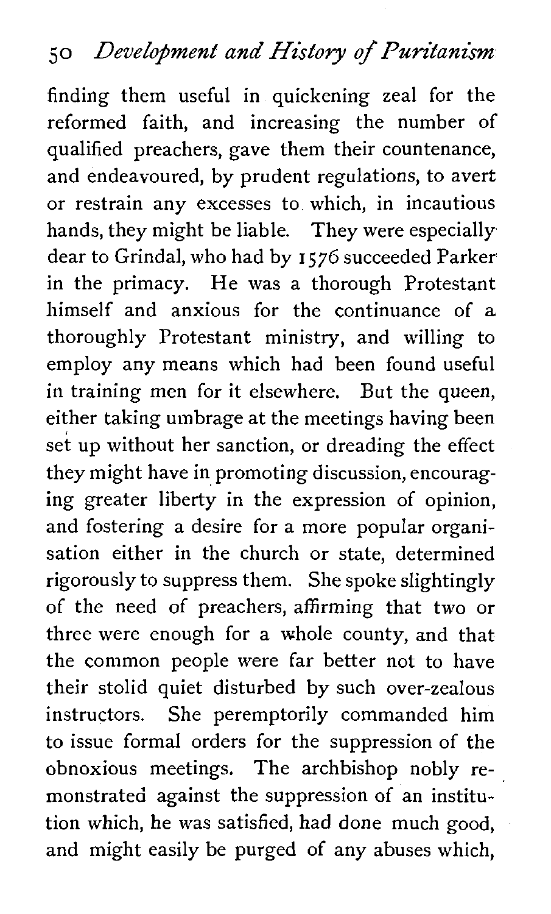finding them useful in quickening zeal for the reformed faith, and increasing the number of qualified preachers, gave them their countenance, and endeavoured, by prudent regulations, to avert or restrain any excesses to which, in incautious hands, they might be liable. They were especially dear to Grindal, who had by 1576 succeeded Parker in the primacy. He was a thorough Protestant himself and anxious for the continuance of a thoroughly Protestant ministry, and willing to employ any means which had been found useful in training men for it elsewhere. But the queen, either taking umbrage at the meetings having been set up without her sanction, or dreading the effect they might have in promoting discussion, encouraging greater liberty in the expression of opinion, and fostering a desire for a more popular organisation either in the church or state, determined rigorously to suppress them. She spoke slightingly of the need of preachers, affirming that two or three were enough for a whole county, and that the common people were far better not to have their stolid quiet disturbed by such over-zealous instructors. She peremptorily commanded him to issue formal orders for the suppression of the obnoxious meetings. The archbishop nobly remonstrated against the suppression of an institution which, he was satisfied, had done much good, and might easily be purged of any abuses which,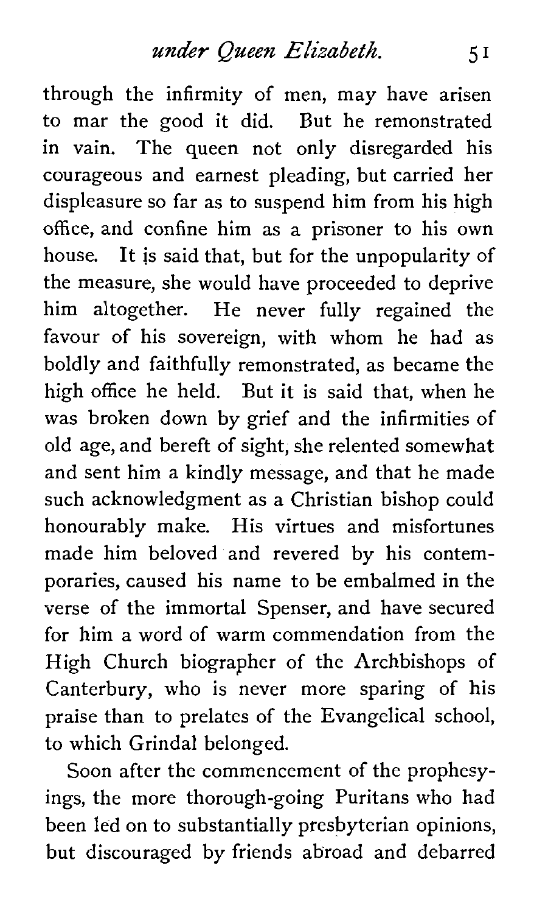through the infirmity of men, may have arisen to mar the good it did. But he remonstrated in vain. The queen not only disregarded his courageous and earnest pleading, but carried her displeasure so far as to suspend him from his high office, and confine him as a prisoner to his own house. It is said that, but for the unpopularity of the measure, she would have proceeded to deprive him altogether. He never fully regained the favour of his sovereign, with whom he had as boldly and faithfully remonstrated, as became the high office he held. But it is said that, when he was broken down by grief and the infirmities of old age, and bereft of sight, she relented somewhat and sent him a kindly message, and that he made such acknowledgment as a Christian bishop could honourably make. His virtues and misfortunes made him beloved and revered by his contemporaries, caused his name to be embalmed in the verse of the immortal Spenser, and have secured for him a word of warm commendation from the High Church biographer of the Archbishops of Canterbury, who is never more sparing of his praise than to prelates of the Evangelical school, to which Grindal belonged.

Soon after the commencement of the prophesyings, the more thorough-going Puritans who had been led on to substantially presbyterian opinions, but discouraged by friends abroad and debarred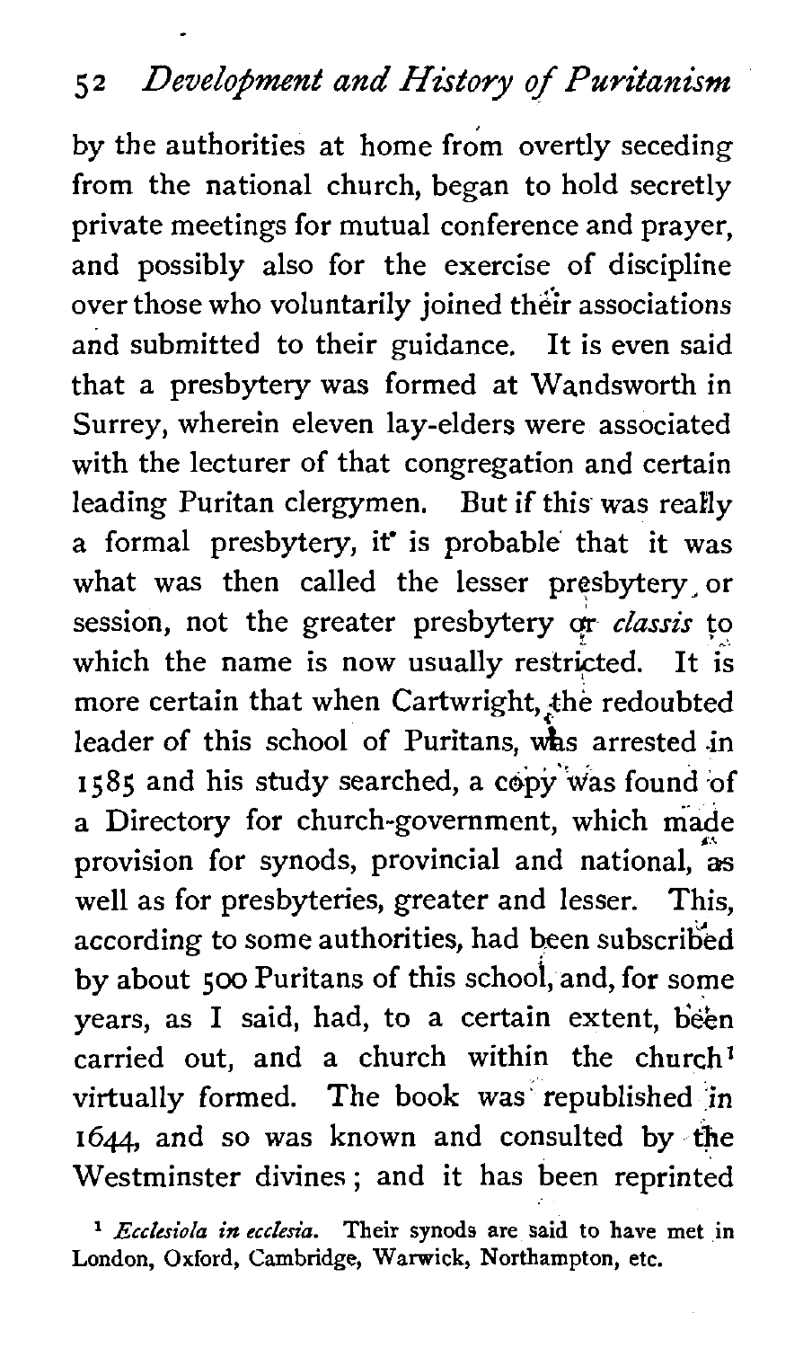by the authorities at home from overtly seceding from the national church, began to hold secretly private meetings for mutual conference and prayer, and possibly also for the exercise of discipline over those who voluntarily joined their associations and submitted to their guidance. It is even said that a presbytery was formed at Wandsworth in Surrey, wherein eleven lay-elders were associated with the lecturer of that congregation and certain leading Puritan clergymen. But if this was really a formal presbytery, it is probable that it was what was then called the lesser presbytery, or session, not the greater presbytery or *classis* to which the name is now usually restricted. It is more certain that when Cartwright, the redoubted leader of this school of Puritans, was arrested in 1585 and his study searched, a copy was found of a Directory for church-government, which made provision for synods, provincial and national, as well as for presbyteries, greater and lesser. This, according to some authorities, had been subscribed by about 500 Puritans of this school, and, for some years, as I said, had, to a certain extent, been carried out, and a church within the church[1] virtually formed. The book was republished in 1644, and so was known and consulted by the Westminster divines; and it has been reprinted

[1] *Ecclesiola in ecclesia.* Their synods are said to have met in London, Oxford, Cambridge, Warwick, Northampton, etc.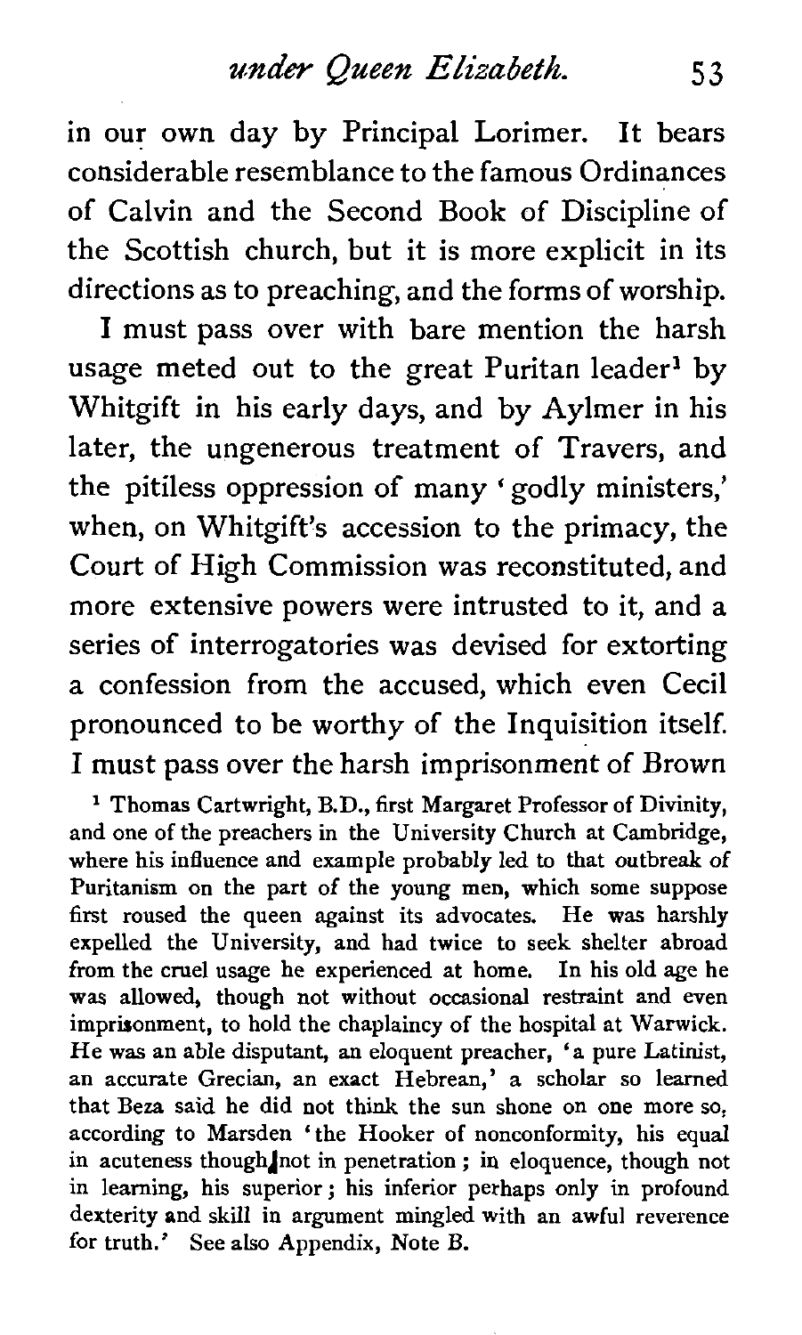in our own day by Principal Lorimer. It bears considerable resemblance to the famous Ordinances of Calvin and the Second Book of Discipline of the Scottish church, but it is more explicit in its directions as to preaching, and the forms of worship.

I must pass over with bare mention the harsh usage meted out to the great Puritan leader[1] by Whitgift in his early days, and by Aylmer in his later, the ungenerous treatment of Travers, and the pitiless oppression of many 'godly ministers,' when, on Whitgift's accession to the primacy, the Court of High Commission was reconstituted, and more extensive powers were intrusted to it, and a series of interrogatories was devised for extorting a confession from the accused, which even Cecil pronounced to be worthy of the Inquisition itself. I must pass over the harsh imprisonment of Brown

[1] Thomas Cartwright, B.D., first Margaret Professor of Divinity, and one of the preachers in the University Church at Cambridge, where his influence and example probably led to that outbreak of Puritanism on the part of the young men, which some suppose first roused the queen against its advocates. He was harshly expelled the University, and had twice to seek shelter abroad from the cruel usage he experienced at home. In his old age he was allowed, though not without occasional restraint and even imprisonment, to hold the chaplaincy of the hospital at Warwick. He was an able disputant, an eloquent preacher, 'a pure Latinist, an accurate Grecian, an exact Hebrean,' a scholar so learned that Beza said he did not think the sun shone on one more so, according to Marsden 'the Hooker of nonconformity, his equal in acuteness though not in penetration; in eloquence, though not in learning, his superior; his inferior perhaps only in profound dexterity and skill in argument mingled with an awful reverence for truth.' See also Appendix, Note B.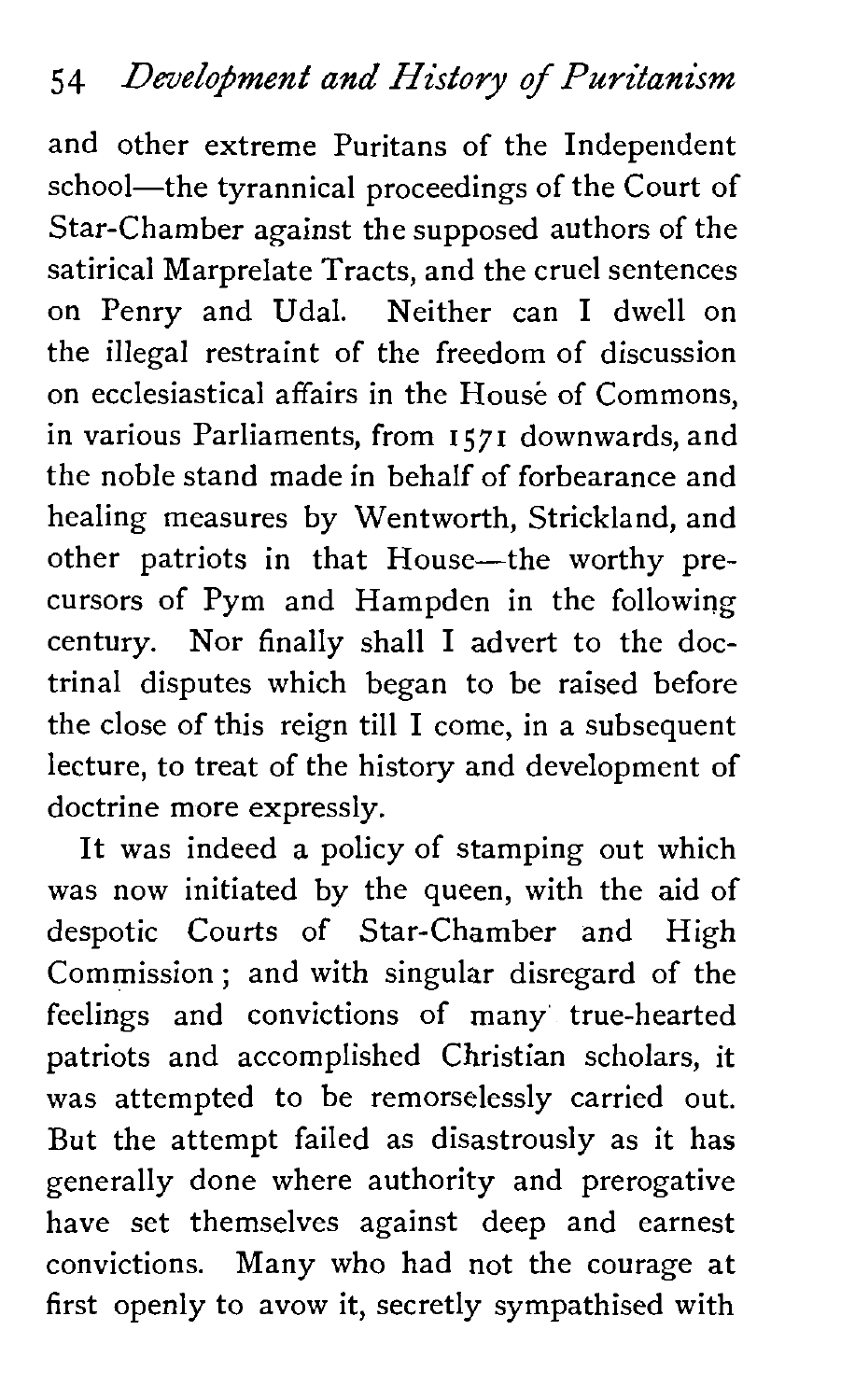and other extreme Puritans of the Independent school—the tyrannical proceedings of the Court of Star-Chamber against the supposed authors of the satirical Marprelate Tracts, and the cruel sentences on Penry and Udal. Neither can I dwell on the illegal restraint of the freedom of discussion on ecclesiastical affairs in the House of Commons, in various Parliaments, from 1571 downwards, and the noble stand made in behalf of forbearance and healing measures by Wentworth, Strickland, and other patriots in that House—the worthy precursors of Pym and Hampden in the following century. Nor finally shall I advert to the doctrinal disputes which began to be raised before the close of this reign till I come, in a subsequent lecture, to treat of the history and development of doctrine more expressly.

It was indeed a policy of stamping out which was now initiated by the queen, with the aid of despotic Courts of Star-Chamber and High Commission; and with singular disregard of the feelings and convictions of many true-hearted patriots and accomplished Christian scholars, it was attempted to be remorselessly carried out. But the attempt failed as disastrously as it has generally done where authority and prerogative have set themselves against deep and earnest convictions. Many who had not the courage at first openly to avow it, secretly sympathised with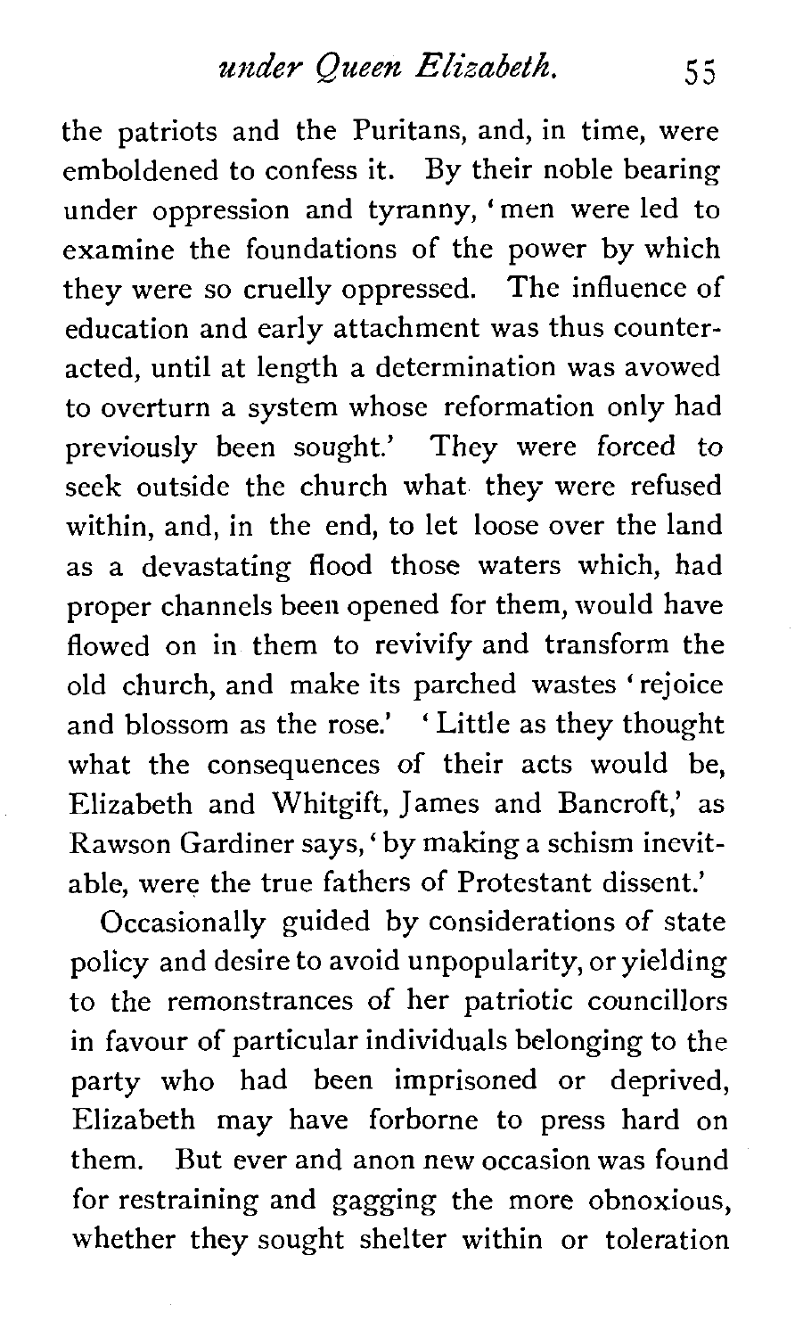the patriots and the Puritans, and, in time, were emboldened to confess it. By their noble bearing under oppression and tyranny, 'men were led to examine the foundations of the power by which they were so cruelly oppressed. The influence of education and early attachment was thus counteracted, until at length a determination was avowed to overturn a system whose reformation only had previously been sought.' They were forced to seek outside the church what they were refused within, and, in the end, to let loose over the land as a devastating flood those waters which, had proper channels been opened for them, would have flowed on in them to revivify and transform the old church, and make its parched wastes 'rejoice and blossom as the rose.' 'Little as they thought what the consequences of their acts would be, Elizabeth and Whitgift, James and Bancroft,' as Rawson Gardiner says, 'by making a schism inevitable, were the true fathers of Protestant dissent.'

Occasionally guided by considerations of state policy and desire to avoid unpopularity, or yielding to the remonstrances of her patriotic councillors in favour of particular individuals belonging to the party who had been imprisoned or deprived, Elizabeth may have forborne to press hard on them. But ever and anon new occasion was found for restraining and gagging the more obnoxious, whether they sought shelter within or toleration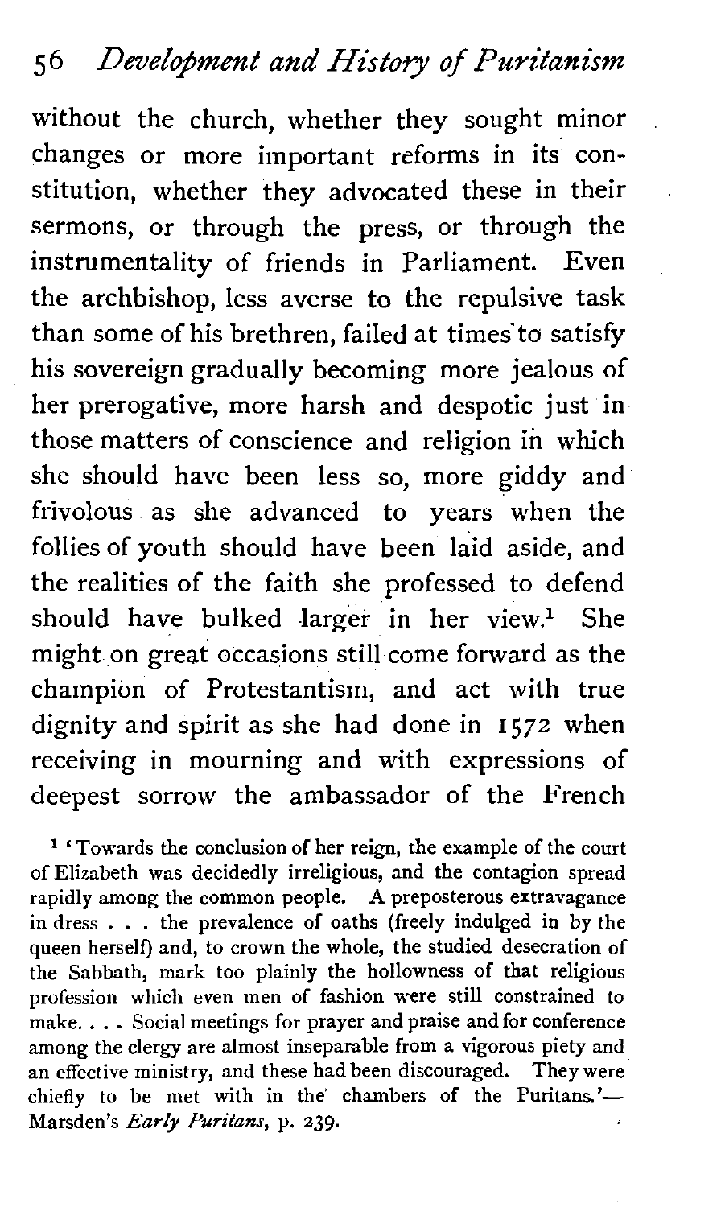without the church, whether they sought minor changes or more important reforms in its constitution, whether they advocated these in their sermons, or through the press, or through the instrumentality of friends in Parliament. Even the archbishop, less averse to the repulsive task than some of his brethren, failed at times to satisfy his sovereign gradually becoming more jealous of her prerogative, more harsh and despotic just in those matters of conscience and religion in which she should have been less so, more giddy and frivolous as she advanced to years when the follies of youth should have been laid aside, and the realities of the faith she professed to defend should have bulked larger in her view.[1] She might on great occasions still come forward as the champion of Protestantism, and act with true dignity and spirit as she had done in 1572 when receiving in mourning and with expressions of deepest sorrow the ambassador of the French

[1] 'Towards the conclusion of her reign, the example of the court of Elizabeth was decidedly irreligious, and the contagion spread rapidly among the common people. A preposterous extravagance in dress . . . the prevalence of oaths (freely indulged in by the queen herself) and, to crown the whole, the studied desecration of the Sabbath, mark too plainly the hollowness of that religious profession which even men of fashion were still constrained to make. . . . Social meetings for prayer and praise and for conference among the clergy are almost inseparable from a vigorous piety and an effective ministry, and these had been discouraged. They were chiefly to be met with in the chambers of the Puritans.'—Marsden's *Early Puritans*, p. 239.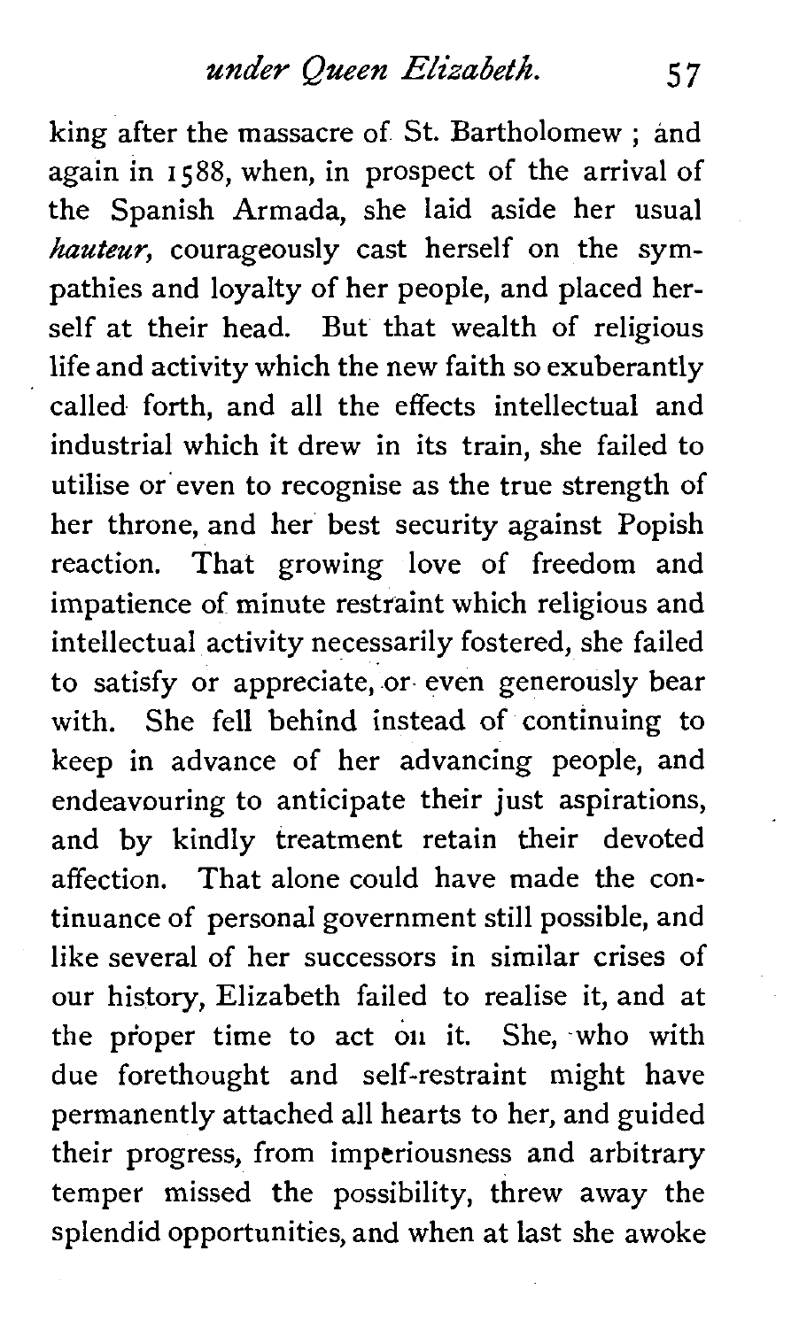king after the massacre of St. Bartholomew; and again in 1588, when, in prospect of the arrival of the Spanish Armada, she laid aside her usual *hauteur*, courageously cast herself on the sympathies and loyalty of her people, and placed herself at their head. But that wealth of religious life and activity which the new faith so exuberantly called forth, and all the effects intellectual and industrial which it drew in its train, she failed to utilise or even to recognise as the true strength of her throne, and her best security against Popish reaction. That growing love of freedom and impatience of minute restraint which religious and intellectual activity necessarily fostered, she failed to satisfy or appreciate, or even generously bear with. She fell behind instead of continuing to keep in advance of her advancing people, and endeavouring to anticipate their just aspirations, and by kindly treatment retain their devoted affection. That alone could have made the continuance of personal government still possible, and like several of her successors in similar crises of our history, Elizabeth failed to realise it, and at the proper time to act on it. She, who with due forethought and self-restraint might have permanently attached all hearts to her, and guided their progress, from imperiousness and arbitrary temper missed the possibility, threw away the splendid opportunities, and when at last she awoke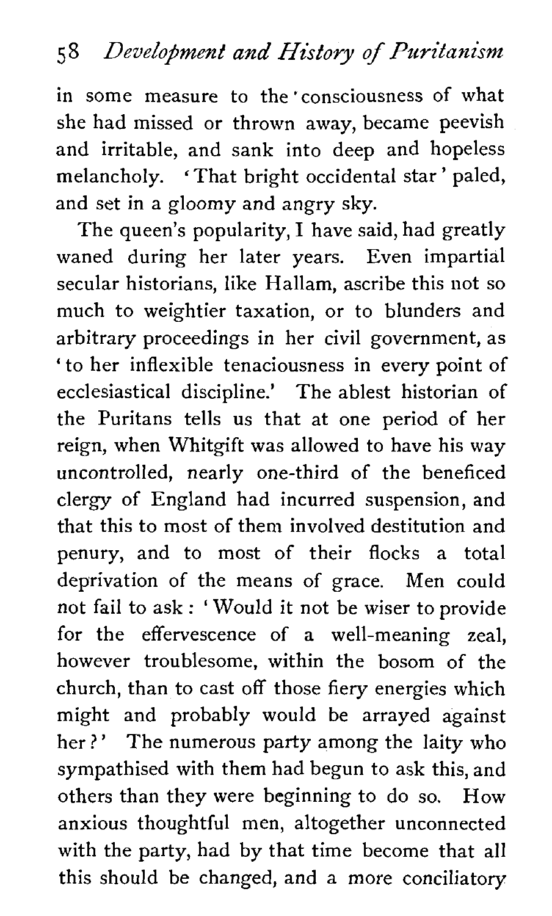in some measure to the consciousness of what she had missed or thrown away, became peevish and irritable, and sank into deep and hopeless melancholy. 'That bright occidental star' paled, and set in a gloomy and angry sky.

The queen's popularity, I have said, had greatly waned during her later years. Even impartial secular historians, like Hallam, ascribe this not so much to weightier taxation, or to blunders and arbitrary proceedings in her civil government, as 'to her inflexible tenaciousness in every point of ecclesiastical discipline.' The ablest historian of the Puritans tells us that at one period of her reign, when Whitgift was allowed to have his way uncontrolled, nearly one-third of the beneficed clergy of England had incurred suspension, and that this to most of them involved destitution and penury, and to most of their flocks a total deprivation of the means of grace. Men could not fail to ask: 'Would it not be wiser to provide for the effervescence of a well-meaning zeal, however troublesome, within the bosom of the church, than to cast off those fiery energies which might and probably would be arrayed against her?' The numerous party among the laity who sympathised with them had begun to ask this, and others than they were beginning to do so. How anxious thoughtful men, altogether unconnected with the party, had by that time become that all this should be changed, and a more conciliatory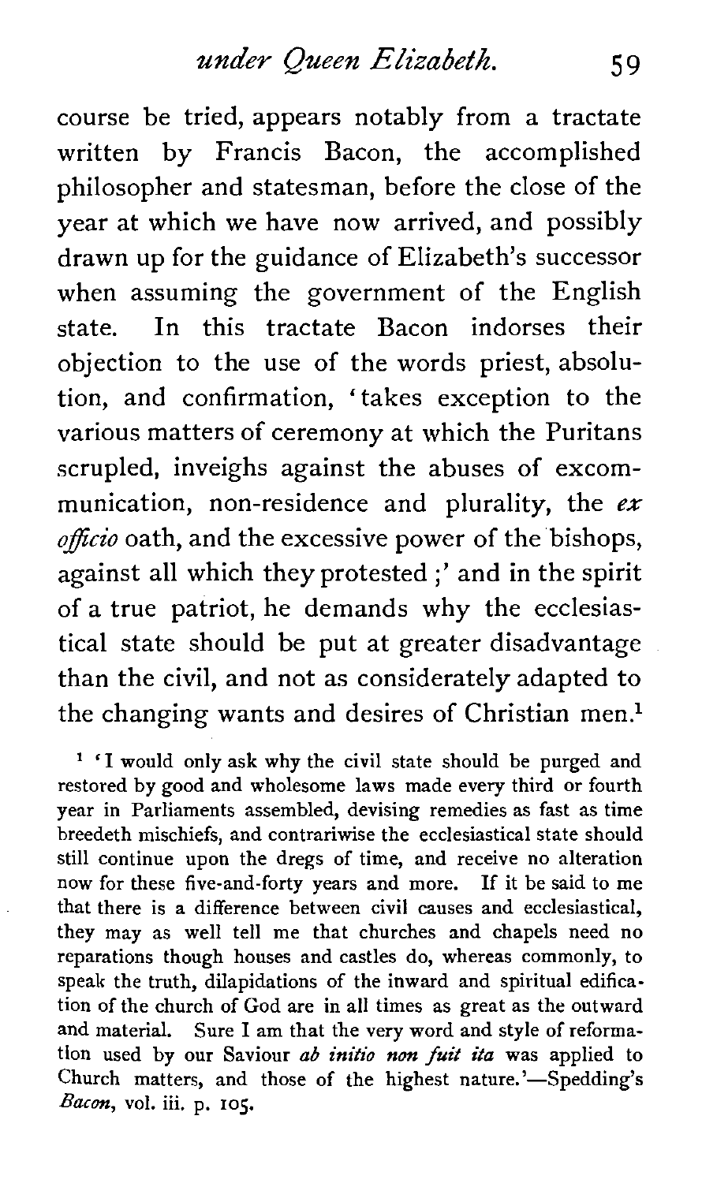course be tried, appears notably from a tractate written by Francis Bacon, the accomplished philosopher and statesman, before the close of the year at which we have now arrived, and possibly drawn up for the guidance of Elizabeth's successor when assuming the government of the English state. In this tractate Bacon indorses their objection to the use of the words priest, absolution, and confirmation, 'takes exception to the various matters of ceremony at which the Puritans scrupled, inveighs against the abuses of excommunication, non-residence and plurality, the *ex officio* oath, and the excessive power of the bishops, against all which they protested ;' and in the spirit of a true patriot, he demands why the ecclesiastical state should be put at greater disadvantage than the civil, and not as considerately adapted to the changing wants and desires of Christian men.[1]

[1] 'I would only ask why the civil state should be purged and restored by good and wholesome laws made every third or fourth year in Parliaments assembled, devising remedies as fast as time breedeth mischiefs, and contrariwise the ecclesiastical state should still continue upon the dregs of time, and receive no alteration now for these five-and-forty years and more. If it be said to me that there is a difference between civil causes and ecclesiastical, they may as well tell me that churches and chapels need no reparations though houses and castles do, whereas commonly, to speak the truth, dilapidations of the inward and spiritual edification of the church of God are in all times as great as the outward and material. Sure I am that the very word and style of reformation used by our Saviour *ab initio non fuit ita* was applied to Church matters, and those of the highest nature.'—Spedding's *Bacon*, vol. iii. p. 105.